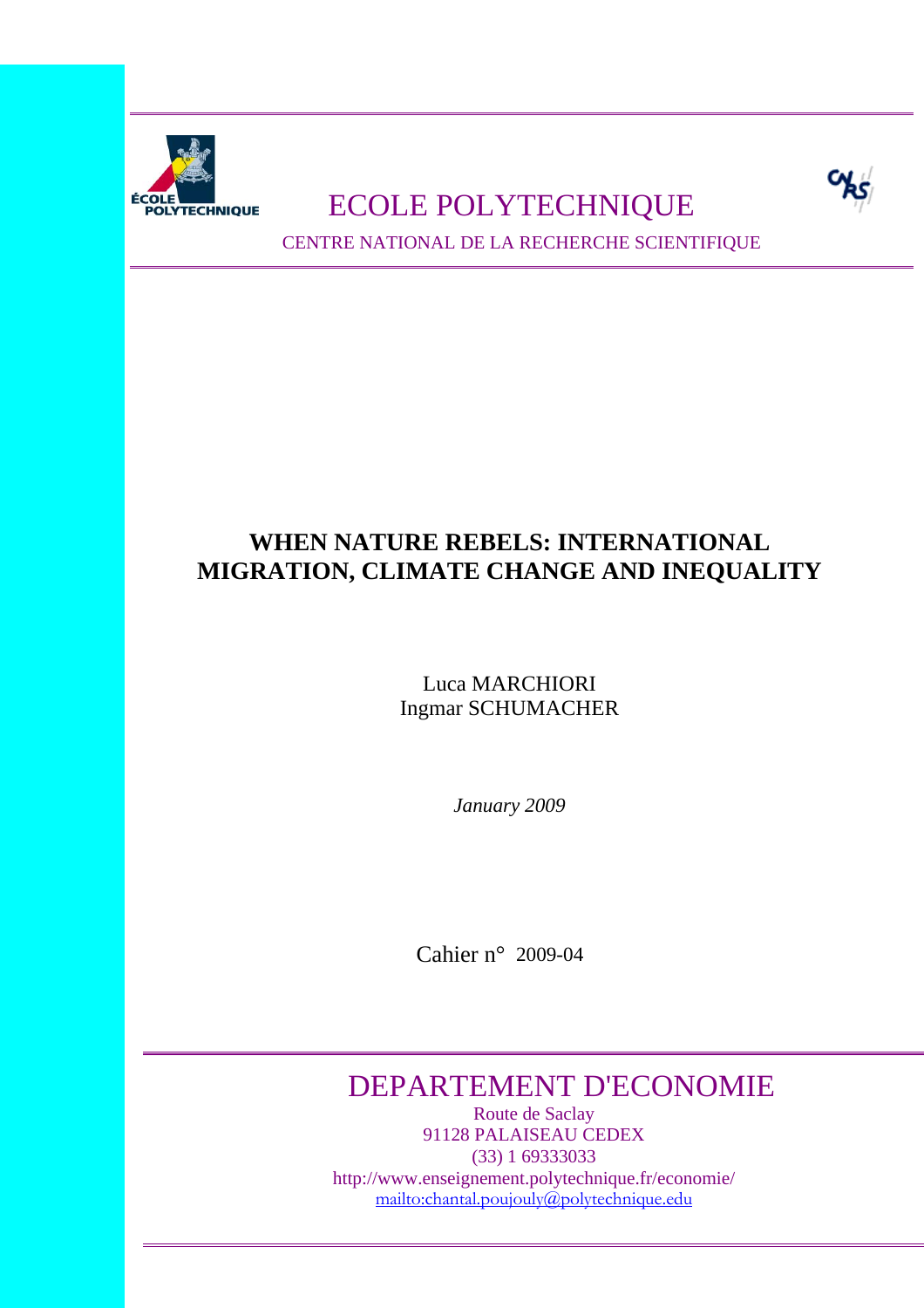ÉCOLE POLYTECHNIQUE

# ECOLE POLYTECHNIQUE

CENTRE NATIONAL DE LA RECHERCHE SCIENTIFIQUE

# WHEN NATURE REBELS: INTERNATIONAL MIGRATION, CLIMATE CHANGE AND INEQUALITY

Luca MARCHIORI
Ingmar SCHUMACHER

*January 2009*

Cahier n° 2009-04

## DEPARTEMENT D'ECONOMIE

Route de Saclay
91128 PALAISEAU CEDEX
(33) 1 69333033
http://www.enseignement.polytechnique.fr/economie/
mailto:chantal.poujouly@polytechnique.edu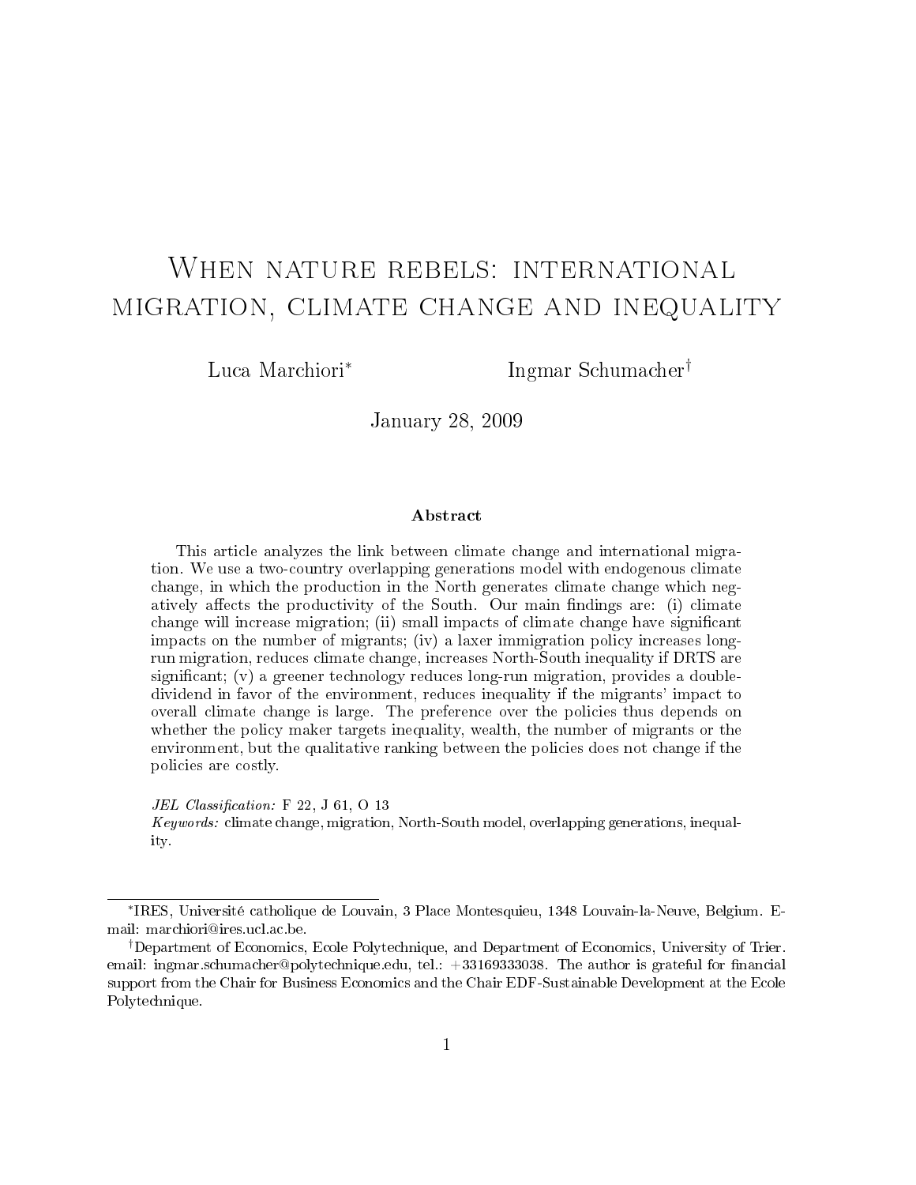# When nature rebels: international migration, climate change and inequality

Luca Marchiori[*] Ingmar Schumacher[†]

January 28, 2009

### Abstract

This article analyzes the link between climate change and international migration. We use a two-country overlapping generations model with endogenous climate change, in which the production in the North generates climate change which negatively affects the productivity of the South. Our main findings are: (i) climate change will increase migration; (ii) small impacts of climate change have significant impacts on the number of migrants; (iv) a laxer immigration policy increases long-run migration, reduces climate change, increases North-South inequality if DRTS are significant; (v) a greener technology reduces long-run migration, provides a double-dividend in favor of the environment, reduces inequality if the migrants' impact to overall climate change is large. The preference over the policies thus depends on whether the policy maker targets inequality, wealth, the number of migrants or the environment, but the qualitative ranking between the policies does not change if the policies are costly.

*JEL Classification:* F 22, J 61, O 13
*Keywords:* climate change, migration, North-South model, overlapping generations, inequality.

---

[*] IRES, Université catholique de Louvain, 3 Place Montesquieu, 1348 Louvain-la-Neuve, Belgium. E-mail: marchiori@ires.ucl.ac.be.

[†] Department of Economics, Ecole Polytechnique, and Department of Economics, University of Trier. email: ingmar.schumacher@polytechnique.edu, tel.: +33169333038. The author is grateful for financial support from the Chair for Business Economics and the Chair EDF-Sustainable Development at the Ecole Polytechnique.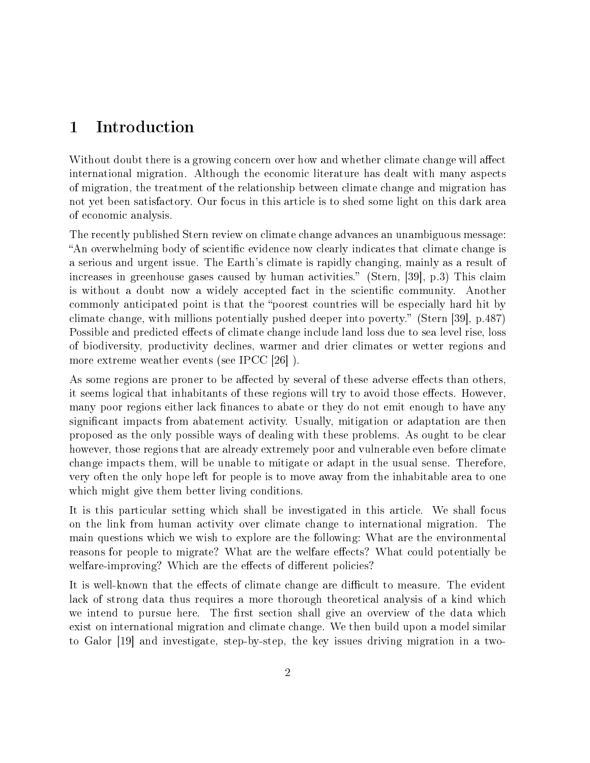# 1 Introduction

Without doubt there is a growing concern over how and whether climate change will affect international migration. Although the economic literature has dealt with many aspects of migration, the treatment of the relationship between climate change and migration has not yet been satisfactory. Our focus in this article is to shed some light on this dark area of economic analysis.

The recently published Stern review on climate change advances an unambiguous message: "An overwhelming body of scientific evidence now clearly indicates that climate change is a serious and urgent issue. The Earth's climate is rapidly changing, mainly as a result of increases in greenhouse gases caused by human activities." (Stern, [39], p.3) This claim is without a doubt now a widely accepted fact in the scientific community. Another commonly anticipated point is that the "poorest countries will be especially hard hit by climate change, with millions potentially pushed deeper into poverty." (Stern [39], p.487) Possible and predicted effects of climate change include land loss due to sea level rise, loss of biodiversity, productivity declines, warmer and drier climates or wetter regions and more extreme weather events (see IPCC [26] ).

As some regions are proner to be affected by several of these adverse effects than others, it seems logical that inhabitants of these regions will try to avoid those effects. However, many poor regions either lack finances to abate or they do not emit enough to have any significant impacts from abatement activity. Usually, mitigation or adaptation are then proposed as the only possible ways of dealing with these problems. As ought to be clear however, those regions that are already extremely poor and vulnerable even before climate change impacts them, will be unable to mitigate or adapt in the usual sense. Therefore, very often the only hope left for people is to move away from the inhabitable area to one which might give them better living conditions.

It is this particular setting which shall be investigated in this article. We shall focus on the link from human activity over climate change to international migration. The main questions which we wish to explore are the following: What are the environmental reasons for people to migrate? What are the welfare effects? What could potentially be welfare-improving? Which are the effects of different policies?

It is well-known that the effects of climate change are difficult to measure. The evident lack of strong data thus requires a more thorough theoretical analysis of a kind which we intend to pursue here. The first section shall give an overview of the data which exist on international migration and climate change. We then build upon a model similar to Galor [19] and investigate, step-by-step, the key issues driving migration in a two-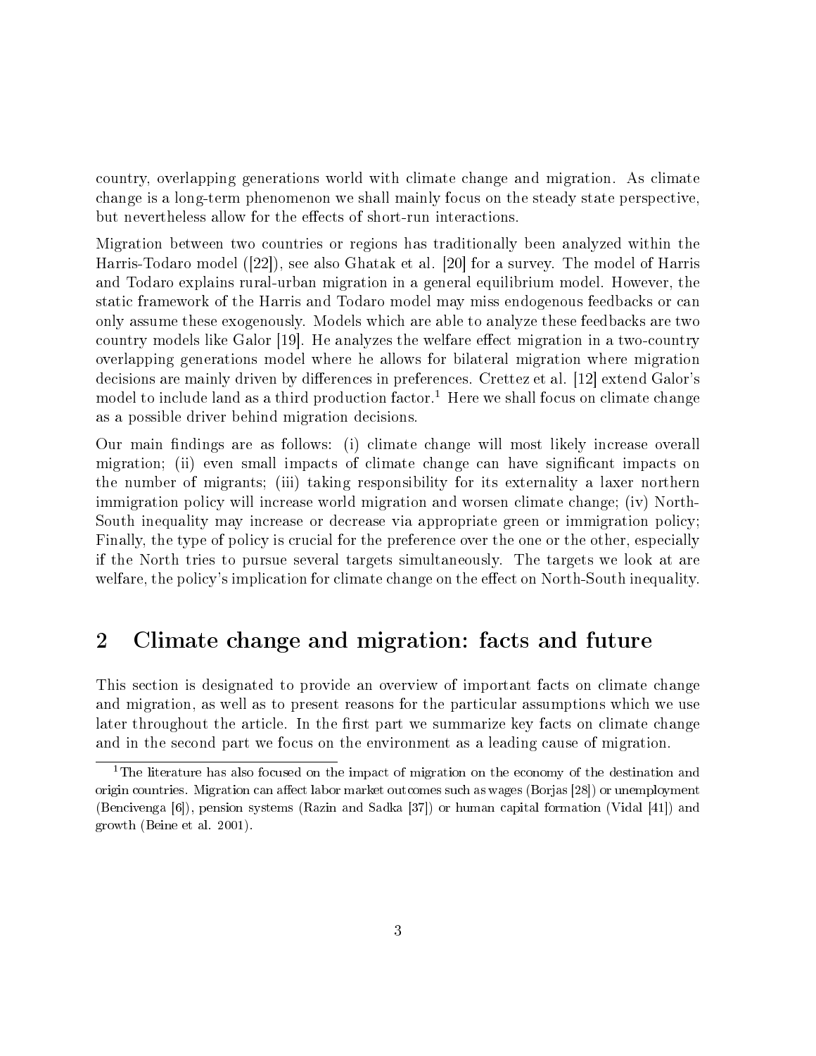country, overlapping generations world with climate change and migration. As climate change is a long-term phenomenon we shall mainly focus on the steady state perspective, but nevertheless allow for the effects of short-run interactions.

Migration between two countries or regions has traditionally been analyzed within the Harris-Todaro model ([22]), see also Ghatak et al. [20] for a survey. The model of Harris and Todaro explains rural-urban migration in a general equilibrium model. However, the static framework of the Harris and Todaro model may miss endogenous feedbacks or can only assume these exogenously. Models which are able to analyze these feedbacks are two country models like Galor [19]. He analyzes the welfare effect migration in a two-country overlapping generations model where he allows for bilateral migration where migration decisions are mainly driven by differences in preferences. Crettez et al. [12] extend Galor's model to include land as a third production factor.[1] Here we shall focus on climate change as a possible driver behind migration decisions.

Our main findings are as follows: (i) climate change will most likely increase overall migration; (ii) even small impacts of climate change can have significant impacts on the number of migrants; (iii) taking responsibility for its externality a laxer northern immigration policy will increase world migration and worsen climate change; (iv) North-South inequality may increase or decrease via appropriate green or immigration policy; Finally, the type of policy is crucial for the preference over the one or the other, especially if the North tries to pursue several targets simultaneously. The targets we look at are welfare, the policy's implication for climate change on the effect on North-South inequality.

## 2 Climate change and migration: facts and future

This section is designated to provide an overview of important facts on climate change and migration, as well as to present reasons for the particular assumptions which we use later throughout the article. In the first part we summarize key facts on climate change and in the second part we focus on the environment as a leading cause of migration.

[1] The literature has also focused on the impact of migration on the economy of the destination and origin countries. Migration can affect labor market outcomes such as wages (Borjas [28]) or unemployment (Bencivenga [6]), pension systems (Razin and Sadka [37]) or human capital formation (Vidal [41]) and growth (Beine et al. 2001).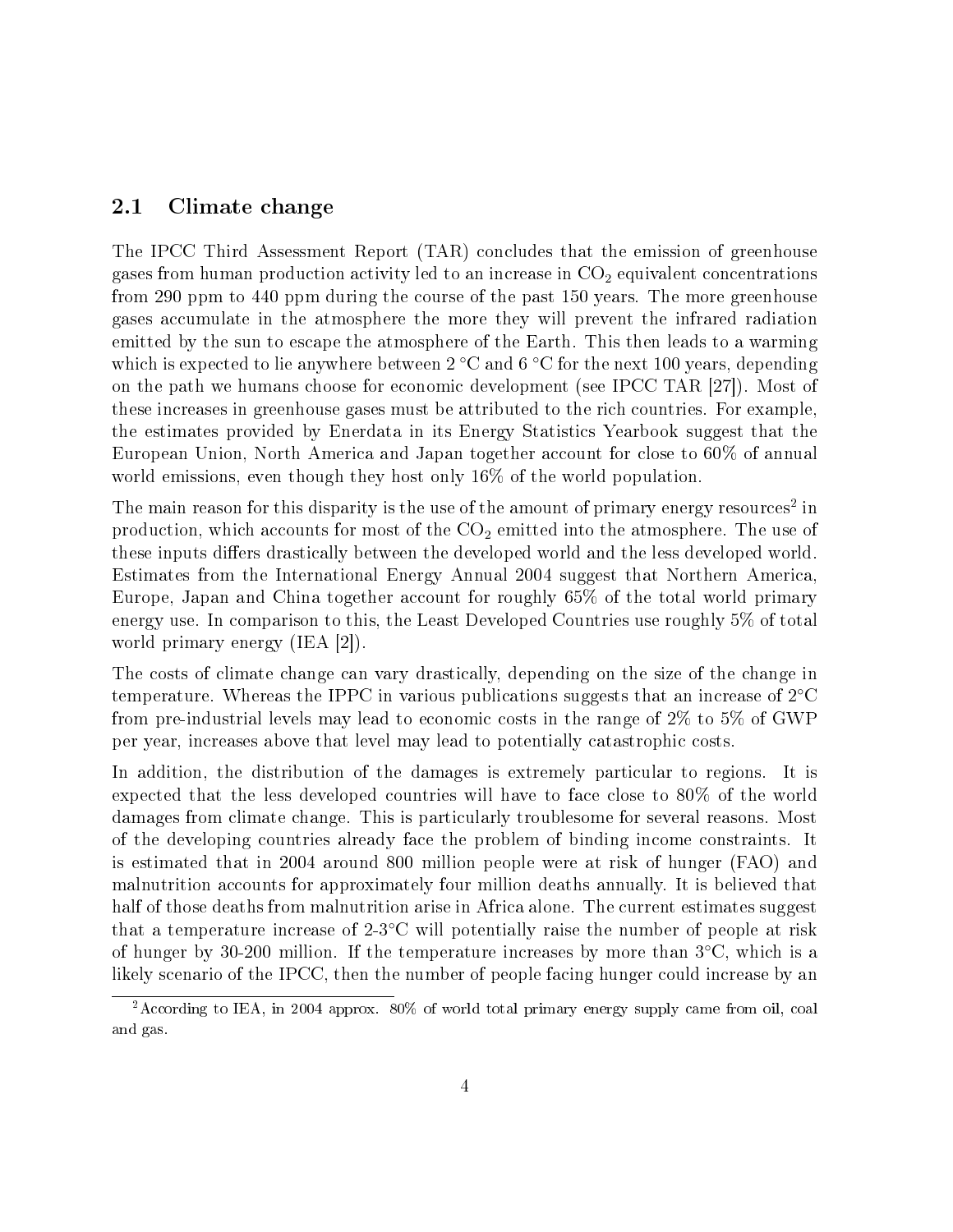## 2.1 Climate change

The IPCC Third Assessment Report (TAR) concludes that the emission of greenhouse gases from human production activity led to an increase in $CO_2$ equivalent concentrations from 290 ppm to 440 ppm during the course of the past 150 years. The more greenhouse gases accumulate in the atmosphere the more they will prevent the infrared radiation emitted by the sun to escape the atmosphere of the Earth. This then leads to a warming which is expected to lie anywhere between 2 °C and 6 °C for the next 100 years, depending on the path we humans choose for economic development (see IPCC TAR [27]). Most of these increases in greenhouse gases must be attributed to the rich countries. For example, the estimates provided by Enerdata in its Energy Statistics Yearbook suggest that the European Union, North America and Japan together account for close to 60% of annual world emissions, even though they host only 16% of the world population.

The main reason for this disparity is the use of the amount of primary energy resources[2] in production, which accounts for most of the $CO_2$ emitted into the atmosphere. The use of these inputs differs drastically between the developed world and the less developed world. Estimates from the International Energy Annual 2004 suggest that Northern America, Europe, Japan and China together account for roughly 65% of the total world primary energy use. In comparison to this, the Least Developed Countries use roughly 5% of total world primary energy (IEA [2]).

The costs of climate change can vary drastically, depending on the size of the change in temperature. Whereas the IPPC in various publications suggests that an increase of 2°C from pre-industrial levels may lead to economic costs in the range of 2% to 5% of GWP per year, increases above that level may lead to potentially catastrophic costs.

In addition, the distribution of the damages is extremely particular to regions. It is expected that the less developed countries will have to face close to 80% of the world damages from climate change. This is particularly troublesome for several reasons. Most of the developing countries already face the problem of binding income constraints. It is estimated that in 2004 around 800 million people were at risk of hunger (FAO) and malnutrition accounts for approximately four million deaths annually. It is believed that half of those deaths from malnutrition arise in Africa alone. The current estimates suggest that a temperature increase of 2-3°C will potentially raise the number of people at risk of hunger by 30-200 million. If the temperature increases by more than 3°C, which is a likely scenario of the IPCC, then the number of people facing hunger could increase by an

[2] According to IEA, in 2004 approx. 80% of world total primary energy supply came from oil, coal and gas.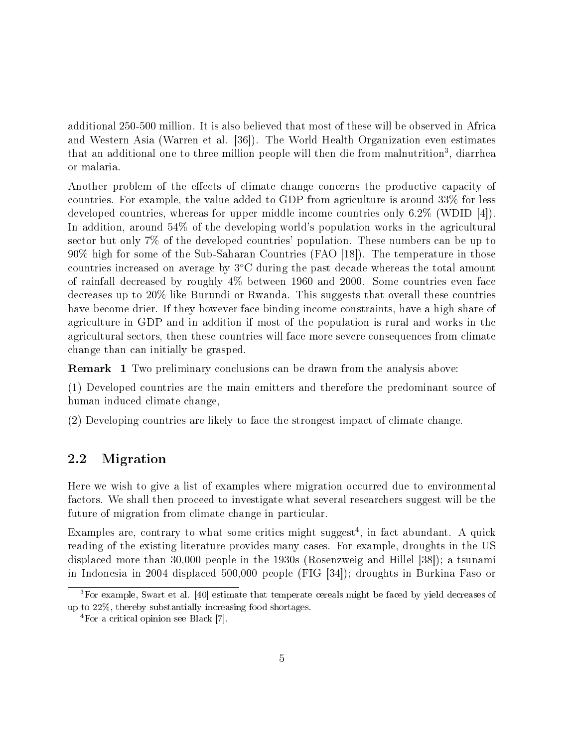additional 250-500 million. It is also believed that most of these will be observed in Africa and Western Asia (Warren et al. [36]). The World Health Organization even estimates that an additional one to three million people will then die from malnutrition[3], diarrhea or malaria.

Another problem of the effects of climate change concerns the productive capacity of countries. For example, the value added to GDP from agriculture is around 33% for less developed countries, whereas for upper middle income countries only 6.2% (WDID [4]). In addition, around 54% of the developing world's population works in the agricultural sector but only 7% of the developed countries' population. These numbers can be up to 90% high for some of the Sub-Saharan Countries (FAO [18]). The temperature in those countries increased on average by 3°C during the past decade whereas the total amount of rainfall decreased by roughly 4% between 1960 and 2000. Some countries even face decreases up to 20% like Burundi or Rwanda. This suggests that overall these countries have become drier. If they however face binding income constraints, have a high share of agriculture in GDP and in addition if most of the population is rural and works in the agricultural sectors, then these countries will face more severe consequences from climate change than can initially be grasped.

**Remark 1** Two preliminary conclusions can be drawn from the analysis above:

(1) Developed countries are the main emitters and therefore the predominant source of human induced climate change,

(2) Developing countries are likely to face the strongest impact of climate change.

## 2.2 Migration

Here we wish to give a list of examples where migration occurred due to environmental factors. We shall then proceed to investigate what several researchers suggest will be the future of migration from climate change in particular.

Examples are, contrary to what some critics might suggest[4], in fact abundant. A quick reading of the existing literature provides many cases. For example, droughts in the US displaced more than 30,000 people in the 1930s (Rosenzweig and Hillel [38]); a tsunami in Indonesia in 2004 displaced 500,000 people (FIG [34]); droughts in Burkina Faso or

[3] For example, Swart et al. [40] estimate that temperate cereals might be faced by yield decreases of up to 22%, thereby substantially increasing food shortages.

[4] For a critical opinion see Black [7].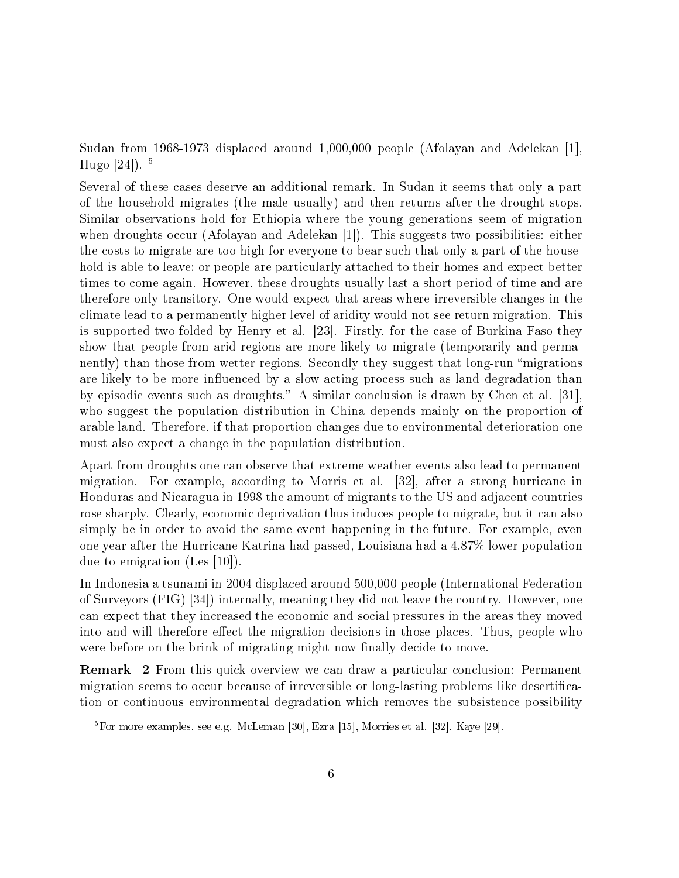Sudan from 1968-1973 displaced around 1,000,000 people (Afolayan and Adelekan [1], Hugo [24]). [5]

Several of these cases deserve an additional remark. In Sudan it seems that only a part of the household migrates (the male usually) and then returns after the drought stops. Similar observations hold for Ethiopia where the young generations seem of migration when droughts occur (Afolayan and Adelekan [1]). This suggests two possibilities: either the costs to migrate are too high for everyone to bear such that only a part of the household is able to leave; or people are particularly attached to their homes and expect better times to come again. However, these droughts usually last a short period of time and are therefore only transitory. One would expect that areas where irreversible changes in the climate lead to a permanently higher level of aridity would not see return migration. This is supported two-folded by Henry et al. [23]. Firstly, for the case of Burkina Faso they show that people from arid regions are more likely to migrate (temporarily and permanently) than those from wetter regions. Secondly they suggest that long-run "migrations are likely to be more influenced by a slow-acting process such as land degradation than by episodic events such as droughts." A similar conclusion is drawn by Chen et al. [31], who suggest the population distribution in China depends mainly on the proportion of arable land. Therefore, if that proportion changes due to environmental deterioration one must also expect a change in the population distribution.

Apart from droughts one can observe that extreme weather events also lead to permanent migration. For example, according to Morris et al. [32], after a strong hurricane in Honduras and Nicaragua in 1998 the amount of migrants to the US and adjacent countries rose sharply. Clearly, economic deprivation thus induces people to migrate, but it can also simply be in order to avoid the same event happening in the future. For example, even one year after the Hurricane Katrina had passed, Louisiana had a 4.87% lower population due to emigration (Les [10]).

In Indonesia a tsunami in 2004 displaced around 500,000 people (International Federation of Surveyors (FIG) [34]) internally, meaning they did not leave the country. However, one can expect that they increased the economic and social pressures in the areas they moved into and will therefore effect the migration decisions in those places. Thus, people who were before on the brink of migrating might now finally decide to move.

**Remark 2** From this quick overview we can draw a particular conclusion: Permanent migration seems to occur because of irreversible or long-lasting problems like desertification or continuous environmental degradation which removes the subsistence possibility

[5] For more examples, see e.g. McLeman [30], Ezra [15], Morries et al. [32], Kaye [29].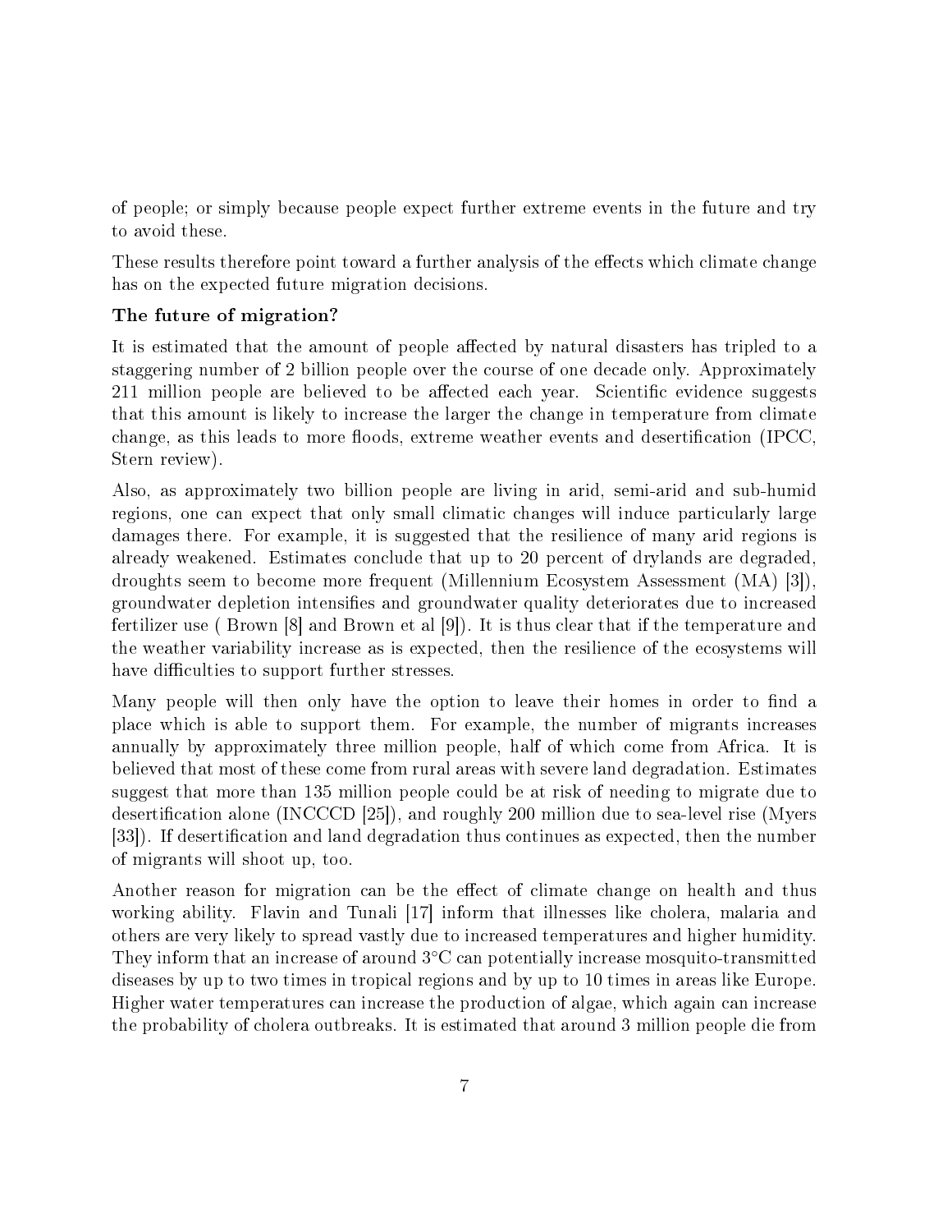of people; or simply because people expect further extreme events in the future and try to avoid these.

These results therefore point toward a further analysis of the effects which climate change has on the expected future migration decisions.

**The future of migration?**

It is estimated that the amount of people affected by natural disasters has tripled to a staggering number of 2 billion people over the course of one decade only. Approximately 211 million people are believed to be affected each year. Scientific evidence suggests that this amount is likely to increase the larger the change in temperature from climate change, as this leads to more floods, extreme weather events and desertification (IPCC, Stern review).

Also, as approximately two billion people are living in arid, semi-arid and sub-humid regions, one can expect that only small climatic changes will induce particularly large damages there. For example, it is suggested that the resilience of many arid regions is already weakened. Estimates conclude that up to 20 percent of drylands are degraded, droughts seem to become more frequent (Millennium Ecosystem Assessment (MA) [3]), groundwater depletion intensifies and groundwater quality deteriorates due to increased fertilizer use ( Brown [8] and Brown et al [9]). It is thus clear that if the temperature and the weather variability increase as is expected, then the resilience of the ecosystems will have difficulties to support further stresses.

Many people will then only have the option to leave their homes in order to find a place which is able to support them. For example, the number of migrants increases annually by approximately three million people, half of which come from Africa. It is believed that most of these come from rural areas with severe land degradation. Estimates suggest that more than 135 million people could be at risk of needing to migrate due to desertification alone (INCCCD [25]), and roughly 200 million due to sea-level rise (Myers [33]). If desertification and land degradation thus continues as expected, then the number of migrants will shoot up, too.

Another reason for migration can be the effect of climate change on health and thus working ability. Flavin and Tunali [17] inform that illnesses like cholera, malaria and others are very likely to spread vastly due to increased temperatures and higher humidity. They inform that an increase of around 3°C can potentially increase mosquito-transmitted diseases by up to two times in tropical regions and by up to 10 times in areas like Europe. Higher water temperatures can increase the production of algae, which again can increase the probability of cholera outbreaks. It is estimated that around 3 million people die from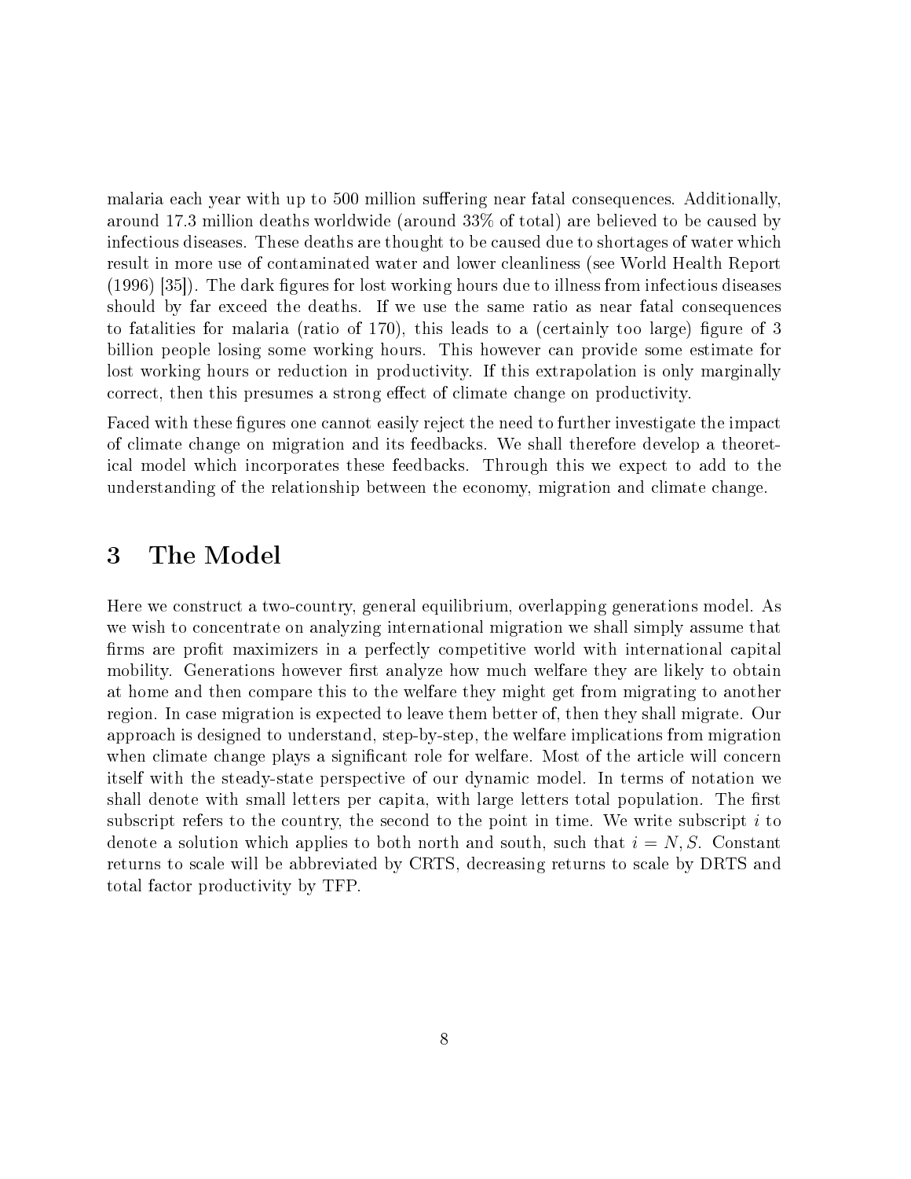malaria each year with up to 500 million suffering near fatal consequences. Additionally, around 17.3 million deaths worldwide (around 33% of total) are believed to be caused by infectious diseases. These deaths are thought to be caused due to shortages of water which result in more use of contaminated water and lower cleanliness (see World Health Report (1996) [35]). The dark figures for lost working hours due to illness from infectious diseases should by far exceed the deaths. If we use the same ratio as near fatal consequences to fatalities for malaria (ratio of 170), this leads to a (certainly too large) figure of 3 billion people losing some working hours. This however can provide some estimate for lost working hours or reduction in productivity. If this extrapolation is only marginally correct, then this presumes a strong effect of climate change on productivity.

Faced with these figures one cannot easily reject the need to further investigate the impact of climate change on migration and its feedbacks. We shall therefore develop a theoretical model which incorporates these feedbacks. Through this we expect to add to the understanding of the relationship between the economy, migration and climate change.

# 3 The Model

Here we construct a two-country, general equilibrium, overlapping generations model. As we wish to concentrate on analyzing international migration we shall simply assume that firms are profit maximizers in a perfectly competitive world with international capital mobility. Generations however first analyze how much welfare they are likely to obtain at home and then compare this to the welfare they might get from migrating to another region. In case migration is expected to leave them better of, then they shall migrate. Our approach is designed to understand, step-by-step, the welfare implications from migration when climate change plays a significant role for welfare. Most of the article will concern itself with the steady-state perspective of our dynamic model. In terms of notation we shall denote with small letters per capita, with large letters total population. The first subscript refers to the country, the second to the point in time. We write subscript $i$ to denote a solution which applies to both north and south, such that $i = N, S$. Constant returns to scale will be abbreviated by CRTS, decreasing returns to scale by DRTS and total factor productivity by TFP.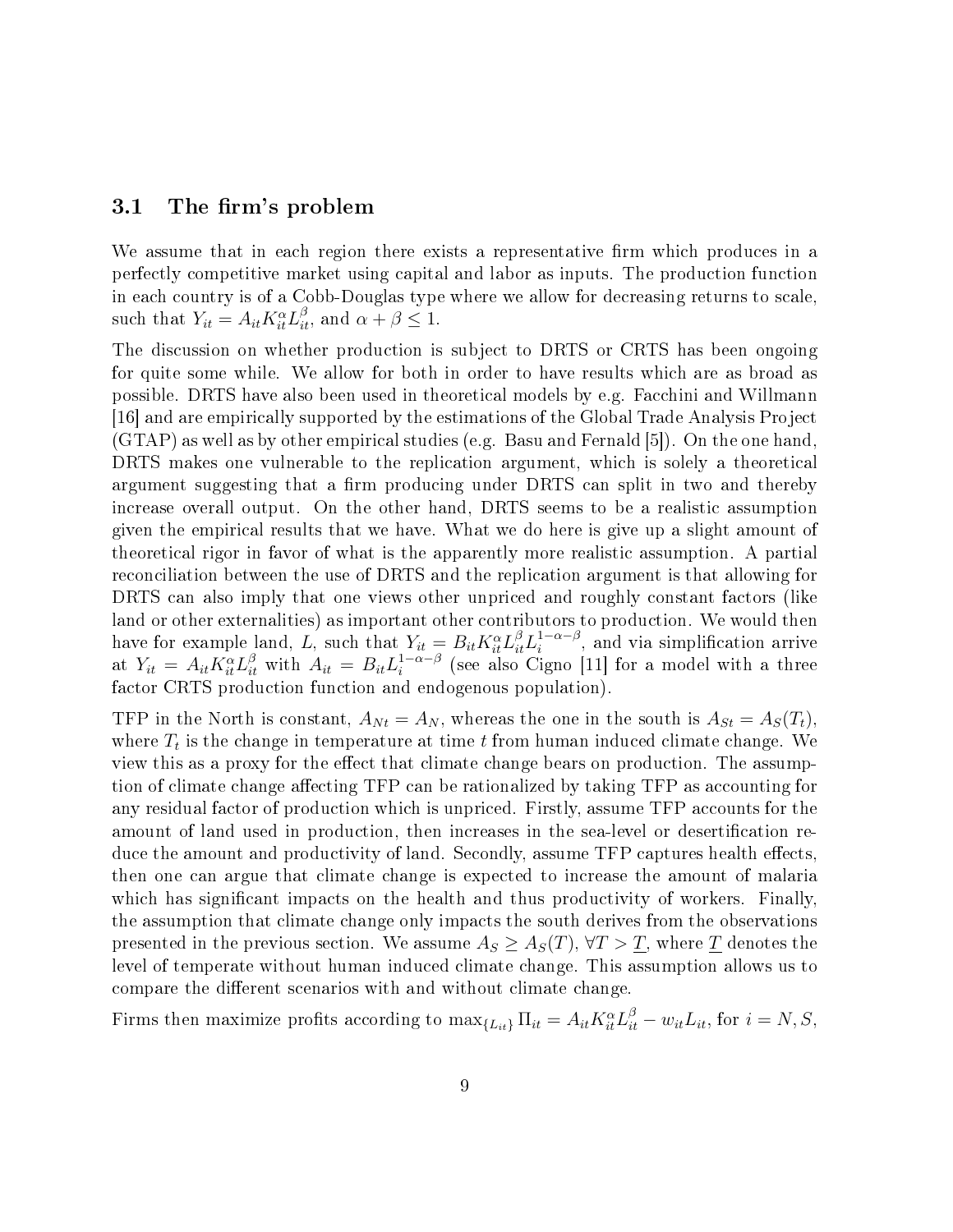### 3.1 The firm's problem

We assume that in each region there exists a representative firm which produces in a perfectly competitive market using capital and labor as inputs. The production function in each country is of a Cobb-Douglas type where we allow for decreasing returns to scale, such that $Y_{it} = A_{it}K_{it}^{\alpha}L_{it}^{\beta}$, and $\alpha + \beta \leq 1$.

The discussion on whether production is subject to DRTS or CRTS has been ongoing for quite some while. We allow for both in order to have results which are as broad as possible. DRTS have also been used in theoretical models by e.g. Facchini and Willmann [16] and are empirically supported by the estimations of the Global Trade Analysis Project (GTAP) as well as by other empirical studies (e.g. Basu and Fernald [5]). On the one hand, DRTS makes one vulnerable to the replication argument, which is solely a theoretical argument suggesting that a firm producing under DRTS can split in two and thereby increase overall output. On the other hand, DRTS seems to be a realistic assumption given the empirical results that we have. What we do here is give up a slight amount of theoretical rigor in favor of what is the apparently more realistic assumption. A partial reconciliation between the use of DRTS and the replication argument is that allowing for DRTS can also imply that one views other unpriced and roughly constant factors (like land or other externalities) as important other contributors to production. We would then have for example land, $L$, such that $Y_{it} = B_{it}K_{it}^{\alpha}L_{it}^{\beta}L_{i}^{1-\alpha-\beta}$, and via simplification arrive at $Y_{it} = A_{it}K_{it}^{\alpha}L_{it}^{\beta}$ with $A_{it} = B_{it}L_{i}^{1-\alpha-\beta}$ (see also Cigno [11] for a model with a three factor CRTS production function and endogenous population).

TFP in the North is constant, $A_{Nt} = A_N$, whereas the one in the south is $A_{St} = A_S(T_t)$, where $T_t$ is the change in temperature at time $t$ from human induced climate change. We view this as a proxy for the effect that climate change bears on production. The assumption of climate change affecting TFP can be rationalized by taking TFP as accounting for any residual factor of production which is unpriced. Firstly, assume TFP accounts for the amount of land used in production, then increases in the sea-level or desertification reduce the amount and productivity of land. Secondly, assume TFP captures health effects, then one can argue that climate change is expected to increase the amount of malaria which has significant impacts on the health and thus productivity of workers. Finally, the assumption that climate change only impacts the south derives from the observations presented in the previous section. We assume $A_S \geq A_S(T)$, $\forall T > \underline{T}$, where $\underline{T}$ denotes the level of temperate without human induced climate change. This assumption allows us to compare the different scenarios with and without climate change.

Firms then maximize profits according to $\max_{\{L_{it}\}} \Pi_{it} = A_{it}K_{it}^{\alpha}L_{it}^{\beta} - w_{it}L_{it}$, for $i = N, S$,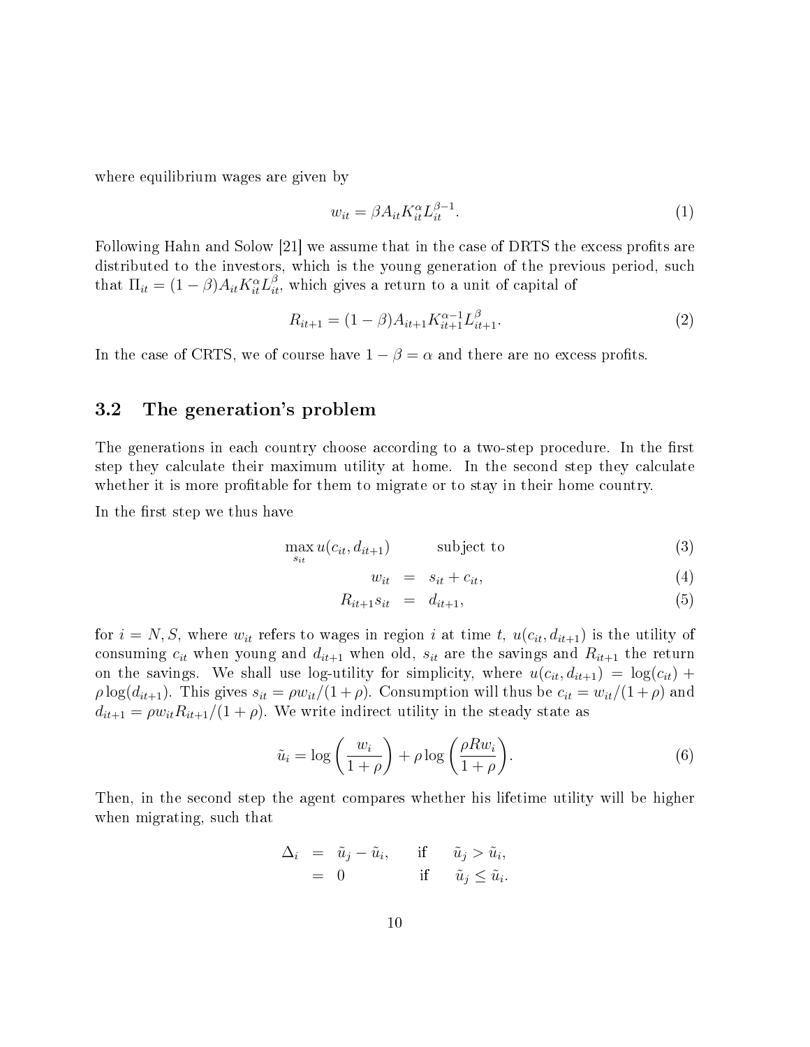where equilibrium wages are given by

$$w_{it} = \beta A_{it} K_{it}^{\alpha} L_{it}^{\beta-1}. \tag{1}$$

Following Hahn and Solow [21] we assume that in the case of DRTS the excess profits are distributed to the investors, which is the young generation of the previous period, such that $\Pi_{it} = (1-\beta) A_{it} K_{it}^{\alpha} L_{it}^{\beta}$, which gives a return to a unit of capital of

$$R_{it+1} = (1-\beta) A_{it+1} K_{it+1}^{\alpha-1} L_{it+1}^{\beta}. \tag{2}$$

In the case of CRTS, we of course have $1-\beta = \alpha$ and there are no excess profits.

## 3.2 The generation's problem

The generations in each country choose according to a two-step procedure. In the first step they calculate their maximum utility at home. In the second step they calculate whether it is more profitable for them to migrate or to stay in their home country.

In the first step we thus have

$$\max_{s_{it}} u(c_{it}, d_{it+1}) \qquad \text{subject to} \tag{3}$$

$$w_{it} = s_{it} + c_{it}, \tag{4}$$

$$R_{it+1} s_{it} = d_{it+1}, \tag{5}$$

for $i = N, S$, where $w_{it}$ refers to wages in region $i$ at time $t$, $u(c_{it}, d_{it+1})$ is the utility of consuming $c_{it}$ when young and $d_{it+1}$ when old, $s_{it}$ are the savings and $R_{it+1}$ the return on the savings. We shall use log-utility for simplicity, where $u(c_{it}, d_{it+1}) = \log(c_{it}) + \rho \log(d_{it+1})$. This gives $s_{it} = \rho w_{it}/(1+\rho)$. Consumption will thus be $c_{it} = w_{it}/(1+\rho)$ and $d_{it+1} = \rho w_{it} R_{it+1}/(1+\rho)$. We write indirect utility in the steady state as

$$\tilde{u}_i = \log\left(\frac{w_i}{1+\rho}\right) + \rho \log\left(\frac{\rho R w_i}{1+\rho}\right). \tag{6}$$

Then, in the second step the agent compares whether his lifetime utility will be higher when migrating, such that

$$\begin{aligned} \Delta_i &= \tilde{u}_j - \tilde{u}_i, \qquad \text{if} \quad \tilde{u}_j > \tilde{u}_i, \\ &= 0 \qquad\qquad\quad \text{if} \quad \tilde{u}_j \leq \tilde{u}_i. \end{aligned}$$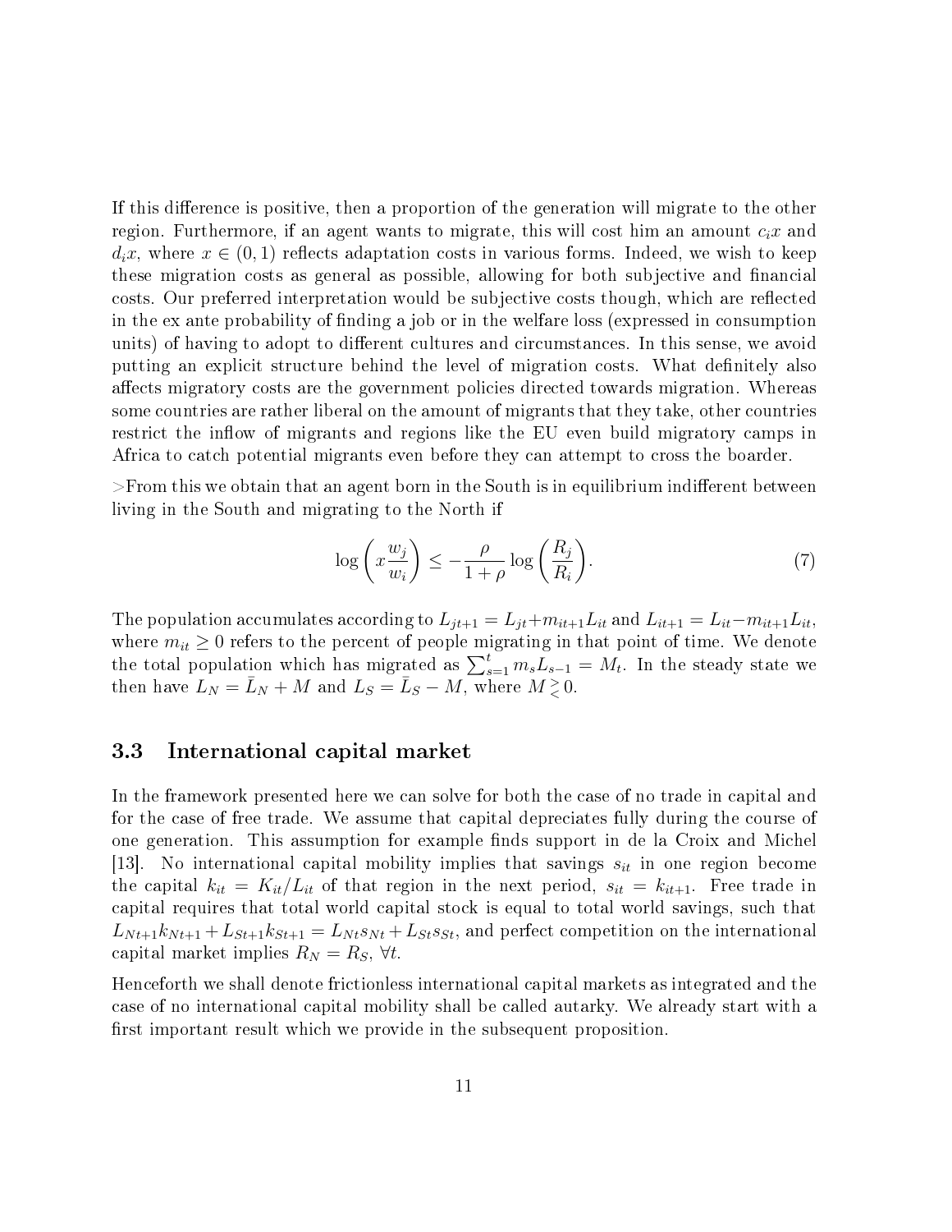If this difference is positive, then a proportion of the generation will migrate to the other region. Furthermore, if an agent wants to migrate, this will cost him an amount $c_i x$ and $d_i x$, where $x \in (0,1)$ reflects adaptation costs in various forms. Indeed, we wish to keep these migration costs as general as possible, allowing for both subjective and financial costs. Our preferred interpretation would be subjective costs though, which are reflected in the ex ante probability of finding a job or in the welfare loss (expressed in consumption units) of having to adopt to different cultures and circumstances. In this sense, we avoid putting an explicit structure behind the level of migration costs. What definitely also affects migratory costs are the government policies directed towards migration. Whereas some countries are rather liberal on the amount of migrants that they take, other countries restrict the inflow of migrants and regions like the EU even build migratory camps in Africa to catch potential migrants even before they can attempt to cross the boarder.

>From this we obtain that an agent born in the South is in equilibrium indifferent between living in the South and migrating to the North if

$$\log\left(x\frac{w_j}{w_i}\right) \leq -\frac{\rho}{1+\rho}\log\left(\frac{R_j}{R_i}\right). \tag{7}$$

The population accumulates according to $L_{jt+1} = L_{jt} + m_{it+1}L_{it}$ and $L_{it+1} = L_{it} - m_{it+1}L_{it}$, where $m_{it} \geq 0$ refers to the percent of people migrating in that point of time. We denote the total population which has migrated as $\sum_{s=1}^{t} m_s L_{s-1} = M_t$. In the steady state we then have $L_N = \bar{L}_N + M$ and $L_S = \bar{L}_S - M$, where $M \gtrless 0$.

### 3.3 International capital market

In the framework presented here we can solve for both the case of no trade in capital and for the case of free trade. We assume that capital depreciates fully during the course of one generation. This assumption for example finds support in de la Croix and Michel [13]. No international capital mobility implies that savings $s_{it}$ in one region become the capital $k_{it} = K_{it}/L_{it}$ of that region in the next period, $s_{it} = k_{it+1}$. Free trade in capital requires that total world capital stock is equal to total world savings, such that $L_{Nt+1}k_{Nt+1} + L_{St+1}k_{St+1} = L_{Nt}s_{Nt} + L_{St}s_{St}$, and perfect competition on the international capital market implies $R_N = R_S$, $\forall t$.

Henceforth we shall denote frictionless international capital markets as integrated and the case of no international capital mobility shall be called autarky. We already start with a first important result which we provide in the subsequent proposition.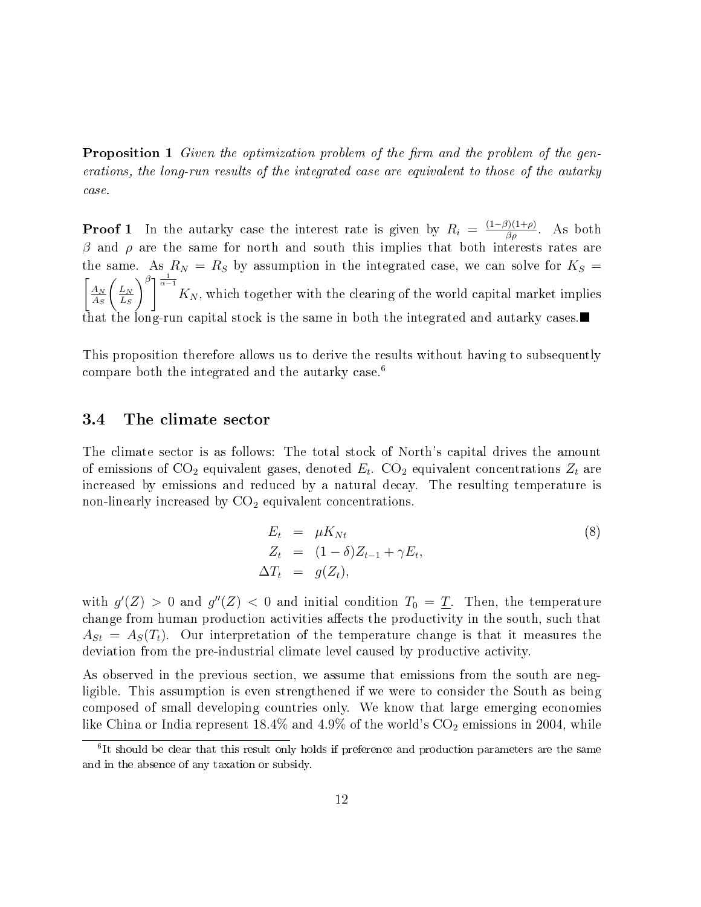**Proposition 1** *Given the optimization problem of the firm and the problem of the generations, the long-run results of the integrated case are equivalent to those of the autarky case.*

**Proof 1** In the autarky case the interest rate is given by $R_i = \frac{(1-\beta)(1+\rho)}{\beta\rho}$. As both $\beta$ and $\rho$ are the same for north and south this implies that both interests rates are the same. As $R_N = R_S$ by assumption in the integrated case, we can solve for $K_S = \left[\frac{A_N}{A_S}\left(\frac{L_N}{L_S}\right)^{\beta}\right]^{\frac{1}{\alpha-1}} K_N$, which together with the clearing of the world capital market implies that the long-run capital stock is the same in both the integrated and autarky cases.■

This proposition therefore allows us to derive the results without having to subsequently compare both the integrated and the autarky case.[6]

### 3.4 The climate sector

The climate sector is as follows: The total stock of North's capital drives the amount of emissions of $CO_2$ equivalent gases, denoted $E_t$. $CO_2$ equivalent concentrations $Z_t$ are increased by emissions and reduced by a natural decay. The resulting temperature is non-linearly increased by $CO_2$ equivalent concentrations.

$$
\begin{aligned}
E_t &= \mu K_{Nt} \\
Z_t &= (1-\delta)Z_{t-1} + \gamma E_t, \\
\Delta T_t &= g(Z_t),
\end{aligned}
\tag{8}
$$

with $g'(Z) > 0$ and $g''(Z) < 0$ and initial condition $T_0 = \underline{T}$. Then, the temperature change from human production activities affects the productivity in the south, such that $A_{St} = A_S(T_t)$. Our interpretation of the temperature change is that it measures the deviation from the pre-industrial climate level caused by productive activity.

As observed in the previous section, we assume that emissions from the south are negligible. This assumption is even strengthened if we were to consider the South as being composed of small developing countries only. We know that large emerging economies like China or India represent 18.4% and 4.9% of the world's $CO_2$ emissions in 2004, while

[6] It should be clear that this result only holds if preference and production parameters are the same and in the absence of any taxation or subsidy.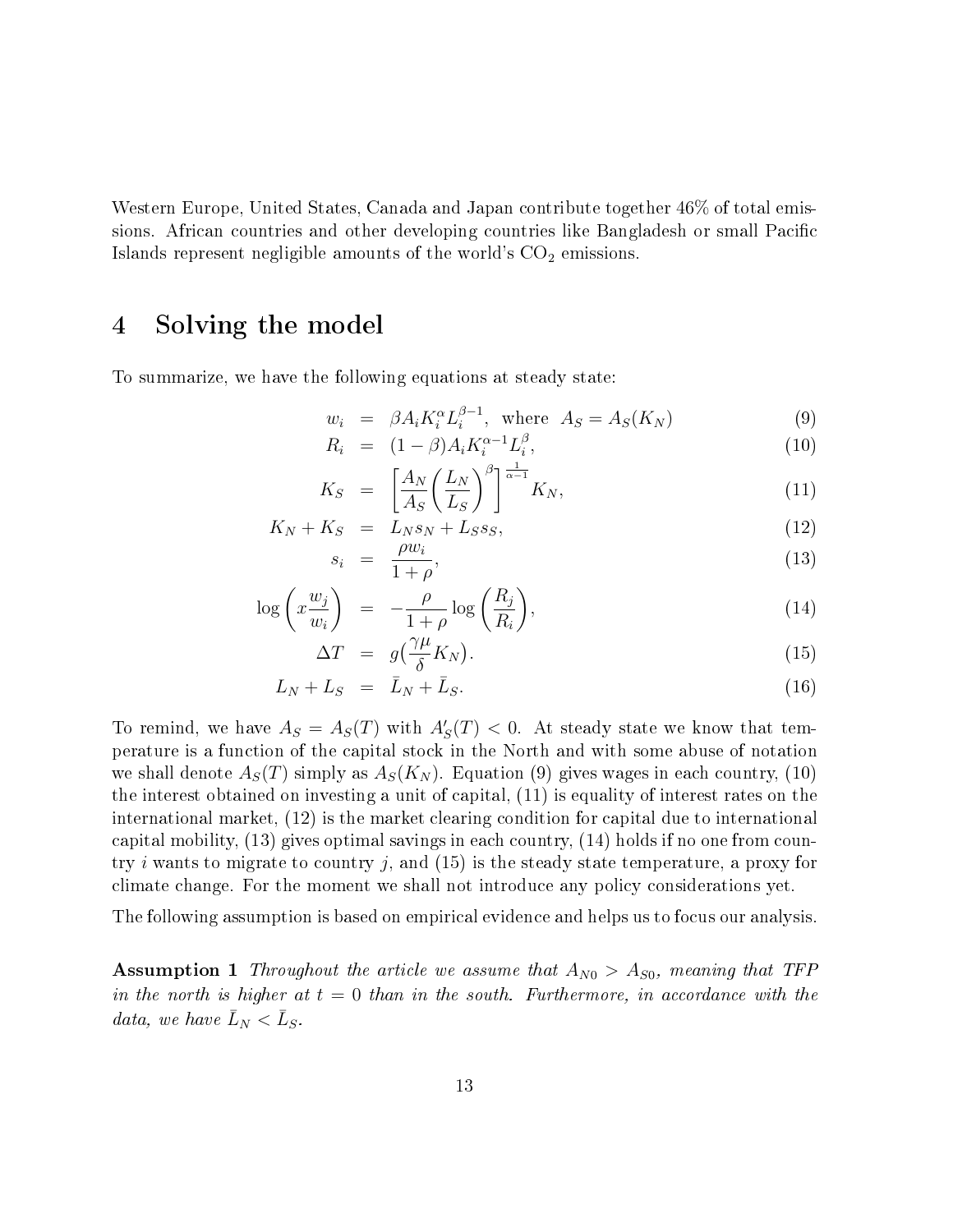Western Europe, United States, Canada and Japan contribute together 46% of total emissions. African countries and other developing countries like Bangladesh or small Pacific Islands represent negligible amounts of the world's $CO_2$ emissions.

# 4 Solving the model

To summarize, we have the following equations at steady state:

$$
\begin{aligned}
w_i &= \beta A_i K_i^{\alpha} L_i^{\beta - 1}, \text{ where } A_S = A_S(K_N) &(9)\\
R_i &= (1-\beta) A_i K_i^{\alpha-1} L_i^{\beta}, &(10)\\
K_S &= \left[\frac{A_N}{A_S}\left(\frac{L_N}{L_S}\right)^{\beta}\right]^{\frac{1}{\alpha-1}} K_N, &(11)\\
K_N + K_S &= L_N s_N + L_S s_S, &(12)\\
s_i &= \frac{\rho w_i}{1+\rho}, &(13)\\
\log\left(x\frac{w_j}{w_i}\right) &= -\frac{\rho}{1+\rho}\log\left(\frac{R_j}{R_i}\right), &(14)\\
\Delta T &= g\big(\frac{\gamma\mu}{\delta}K_N\big). &(15)\\
L_N + L_S &= \bar{L}_N + \bar{L}_S. &(16)
\end{aligned}
$$

To remind, we have $A_S = A_S(T)$ with $A'_S(T) < 0$. At steady state we know that temperature is a function of the capital stock in the North and with some abuse of notation we shall denote $A_S(T)$ simply as $A_S(K_N)$. Equation (9) gives wages in each country, (10) the interest obtained on investing a unit of capital, (11) is equality of interest rates on the international market, (12) is the market clearing condition for capital due to international capital mobility, (13) gives optimal savings in each country, (14) holds if no one from country $i$ wants to migrate to country $j$, and (15) is the steady state temperature, a proxy for climate change. For the moment we shall not introduce any policy considerations yet.

The following assumption is based on empirical evidence and helps us to focus our analysis.

**Assumption 1** *Throughout the article we assume that $A_{N0} > A_{S0}$, meaning that TFP in the north is higher at $t = 0$ than in the south. Furthermore, in accordance with the data, we have $\bar{L}_N < \bar{L}_S$.*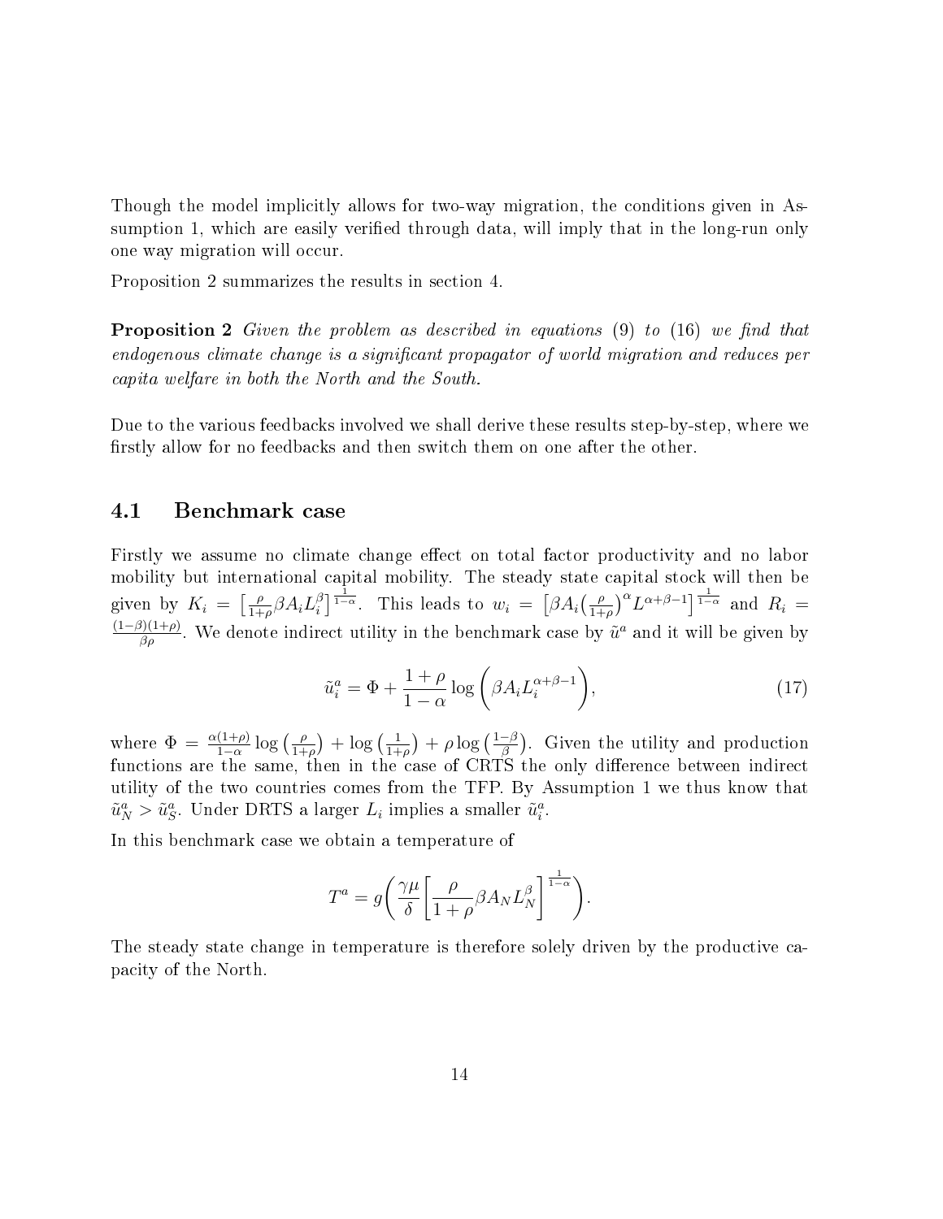Though the model implicitly allows for two-way migration, the conditions given in Assumption 1, which are easily verified through data, will imply that in the long-run only one way migration will occur.

Proposition 2 summarizes the results in section 4.

**Proposition 2** *Given the problem as described in equations (9) to (16) we find that endogenous climate change is a significant propagator of world migration and reduces per capita welfare in both the North and the South.*

Due to the various feedbacks involved we shall derive these results step-by-step, where we firstly allow for no feedbacks and then switch them on one after the other.

## 4.1 Benchmark case

Firstly we assume no climate change effect on total factor productivity and no labor mobility but international capital mobility. The steady state capital stock will then be given by $K_i = \left[\frac{\rho}{1+\rho}\beta A_i L_i^{\beta}\right]^{\frac{1}{1-\alpha}}$. This leads to $w_i = \left[\beta A_i \left(\frac{\rho}{1+\rho}\right)^{\alpha} L^{\alpha+\beta-1}\right]^{\frac{1}{1-\alpha}}$ and $R_i = \frac{(1-\beta)(1+\rho)}{\beta\rho}$. We denote indirect utility in the benchmark case by $\tilde{u}^a$ and it will be given by

$$\tilde{u}_i^a = \Phi + \frac{1+\rho}{1-\alpha}\log\left(\beta A_i L_i^{\alpha+\beta-1}\right), \tag{17}$$

where $\Phi = \frac{\alpha(1+\rho)}{1-\alpha}\log\left(\frac{\rho}{1+\rho}\right) + \log\left(\frac{1}{1+\rho}\right) + \rho\log\left(\frac{1-\beta}{\beta}\right)$. Given the utility and production functions are the same, then in the case of CRTS the only difference between indirect utility of the two countries comes from the TFP. By Assumption 1 we thus know that $\tilde{u}_N^a > \tilde{u}_S^a$. Under DRTS a larger $L_i$ implies a smaller $\tilde{u}_i^a$.

In this benchmark case we obtain a temperature of

$$T^a = g\left(\frac{\gamma\mu}{\delta}\left[\frac{\rho}{1+\rho}\beta A_N L_N^{\beta}\right]^{\frac{1}{1-\alpha}}\right).$$

The steady state change in temperature is therefore solely driven by the productive capacity of the North.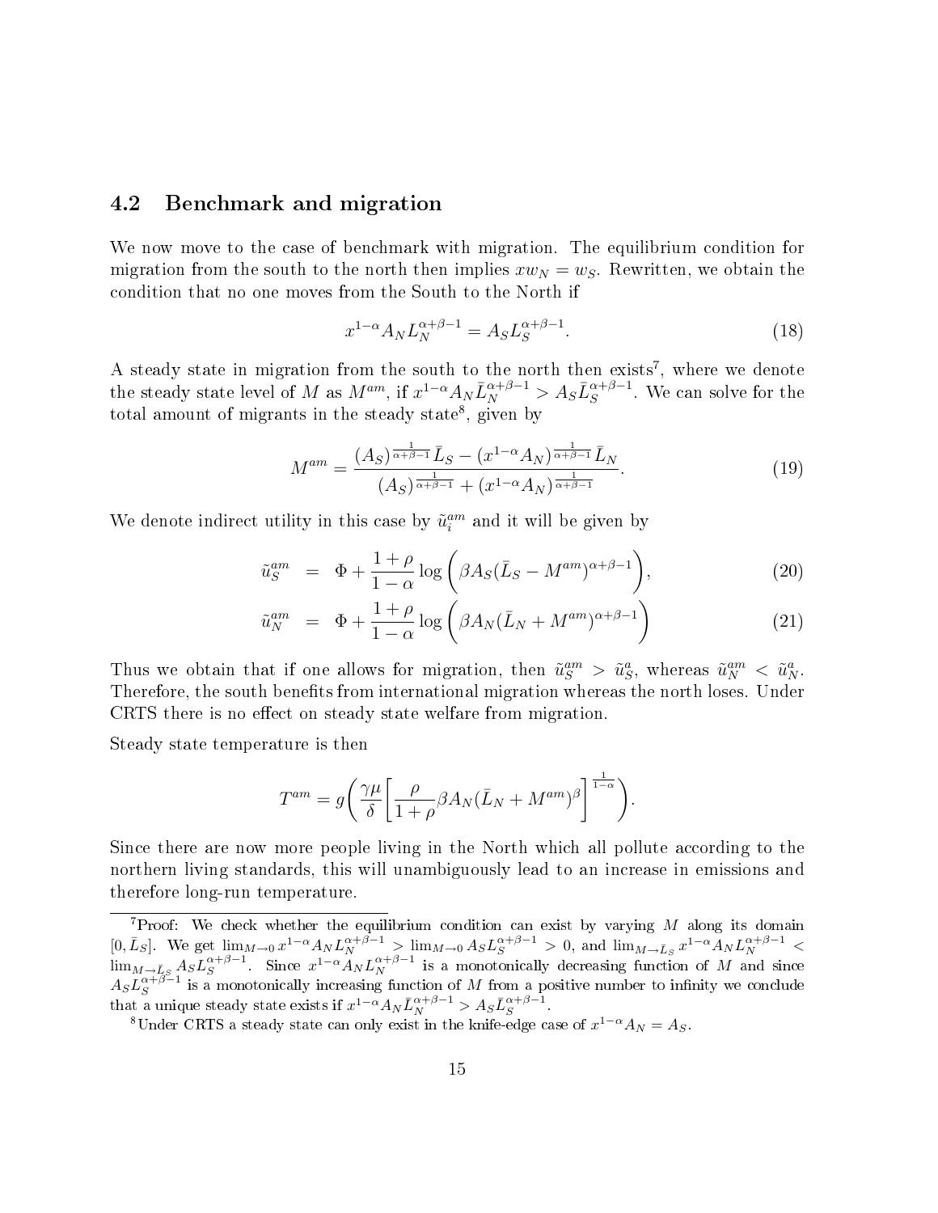## 4.2 Benchmark and migration

We now move to the case of benchmark with migration. The equilibrium condition for migration from the south to the north then implies $xw_N = w_S$. Rewritten, we obtain the condition that no one moves from the South to the North if

$$x^{1-\alpha} A_N L_N^{\alpha+\beta-1} = A_S L_S^{\alpha+\beta-1}. \tag{18}$$

A steady state in migration from the south to the north then exists[7], where we denote the steady state level of $M$ as $M^{am}$, if $x^{1-\alpha} A_N \bar{L}_N^{\alpha+\beta-1} > A_S \bar{L}_S^{\alpha+\beta-1}$. We can solve for the total amount of migrants in the steady state[8], given by

$$M^{am} = \frac{(A_S)^{\frac{1}{\alpha+\beta-1}} \bar{L}_S - (x^{1-\alpha} A_N)^{\frac{1}{\alpha+\beta-1}} \bar{L}_N}{(A_S)^{\frac{1}{\alpha+\beta-1}} + (x^{1-\alpha} A_N)^{\frac{1}{\alpha+\beta-1}}}. \tag{19}$$

We denote indirect utility in this case by $\tilde{u}_i^{am}$ and it will be given by

$$\tilde{u}_S^{am} = \Phi + \frac{1+\rho}{1-\alpha} \log\left(\beta A_S (\bar{L}_S - M^{am})^{\alpha+\beta-1}\right), \tag{20}$$

$$\tilde{u}_N^{am} = \Phi + \frac{1+\rho}{1-\alpha} \log\left(\beta A_N (\bar{L}_N + M^{am})^{\alpha+\beta-1}\right) \tag{21}$$

Thus we obtain that if one allows for migration, then $\tilde{u}_S^{am} > \tilde{u}_S^a$, whereas $\tilde{u}_N^{am} < \tilde{u}_N^a$. Therefore, the south benefits from international migration whereas the north loses. Under CRTS there is no effect on steady state welfare from migration.

Steady state temperature is then

$$T^{am} = g\left(\frac{\gamma\mu}{\delta}\left[\frac{\rho}{1+\rho}\beta A_N (\bar{L}_N + M^{am})^{\beta}\right]^{\frac{1}{1-\alpha}}\right).$$

Since there are now more people living in the North which all pollute according to the northern living standards, this will unambiguously lead to an increase in emissions and therefore long-run temperature.

---

[7] Proof: We check whether the equilibrium condition can exist by varying $M$ along its domain $[0, \bar{L}_S]$. We get $\lim_{M\to 0} x^{1-\alpha} A_N L_N^{\alpha+\beta-1} > \lim_{M\to 0} A_S L_S^{\alpha+\beta-1} > 0$, and $\lim_{M\to \bar{L}_S} x^{1-\alpha} A_N L_N^{\alpha+\beta-1} < \lim_{M\to \bar{L}_S} A_S L_S^{\alpha+\beta-1}$. Since $x^{1-\alpha} A_N L_N^{\alpha+\beta-1}$ is a monotonically decreasing function of $M$ and since $A_S L_S^{\alpha+\beta-1}$ is a monotonically increasing function of $M$ from a positive number to infinity we conclude that a unique steady state exists if $x^{1-\alpha} A_N \bar{L}_N^{\alpha+\beta-1} > A_S \bar{L}_S^{\alpha+\beta-1}$.

[8] Under CRTS a steady state can only exist in the knife-edge case of $x^{1-\alpha} A_N = A_S$.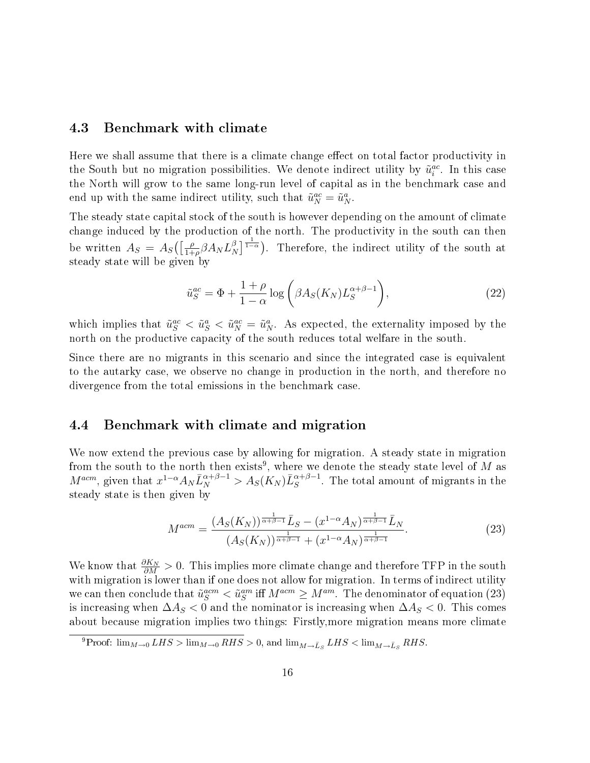### 4.3 Benchmark with climate

Here we shall assume that there is a climate change effect on total factor productivity in the South but no migration possibilities. We denote indirect utility by $\tilde{u}_i^{ac}$. In this case the North will grow to the same long-run level of capital as in the benchmark case and end up with the same indirect utility, such that $\tilde{u}_N^{ac} = \tilde{u}_N^a$.

The steady state capital stock of the south is however depending on the amount of climate change induced by the production of the north. The productivity in the south can then be written $A_S = A_S\big(\big[\frac{\rho}{1+\rho}\beta A_N L_N^\beta\big]^{\frac{1}{1-\alpha}}\big)$. Therefore, the indirect utility of the south at steady state will be given by

$$\tilde{u}_S^{ac} = \Phi + \frac{1+\rho}{1-\alpha}\log\left(\beta A_S(K_N)L_S^{\alpha+\beta-1}\right), \tag{22}$$

which implies that $\tilde{u}_S^{ac} < \tilde{u}_S^a < \tilde{u}_N^{ac} = \tilde{u}_N^a$. As expected, the externality imposed by the north on the productive capacity of the south reduces total welfare in the south.

Since there are no migrants in this scenario and since the integrated case is equivalent to the autarky case, we observe no change in production in the north, and therefore no divergence from the total emissions in the benchmark case.

### 4.4 Benchmark with climate and migration

We now extend the previous case by allowing for migration. A steady state in migration from the south to the north then exists[9], where we denote the steady state level of $M$ as $M^{acm}$, given that $x^{1-\alpha}A_N\bar{L}_N^{\alpha+\beta-1} > A_S(K_N)\bar{L}_S^{\alpha+\beta-1}$. The total amount of migrants in the steady state is then given by

$$M^{acm} = \frac{(A_S(K_N))^{\frac{1}{\alpha+\beta-1}}\bar{L}_S - (x^{1-\alpha}A_N)^{\frac{1}{\alpha+\beta-1}}\bar{L}_N}{(A_S(K_N))^{\frac{1}{\alpha+\beta-1}} + (x^{1-\alpha}A_N)^{\frac{1}{\alpha+\beta-1}}}. \tag{23}$$

We know that $\frac{\partial K_N}{\partial M} > 0$. This implies more climate change and therefore TFP in the south with migration is lower than if one does not allow for migration. In terms of indirect utility we can then conclude that $\tilde{u}_S^{acm} < \tilde{u}_S^{am}$ iff $M^{acm} \geq M^{am}$. The denominator of equation (23) is increasing when $\Delta A_S < 0$ and the nominator is increasing when $\Delta A_S < 0$. This comes about because migration implies two things: Firstly,more migration means more climate

[9] Proof: $\lim_{M\to 0} LHS > \lim_{M\to 0} RHS > 0$, and $\lim_{M\to \bar{L}_S} LHS < \lim_{M\to \bar{L}_S} RHS$.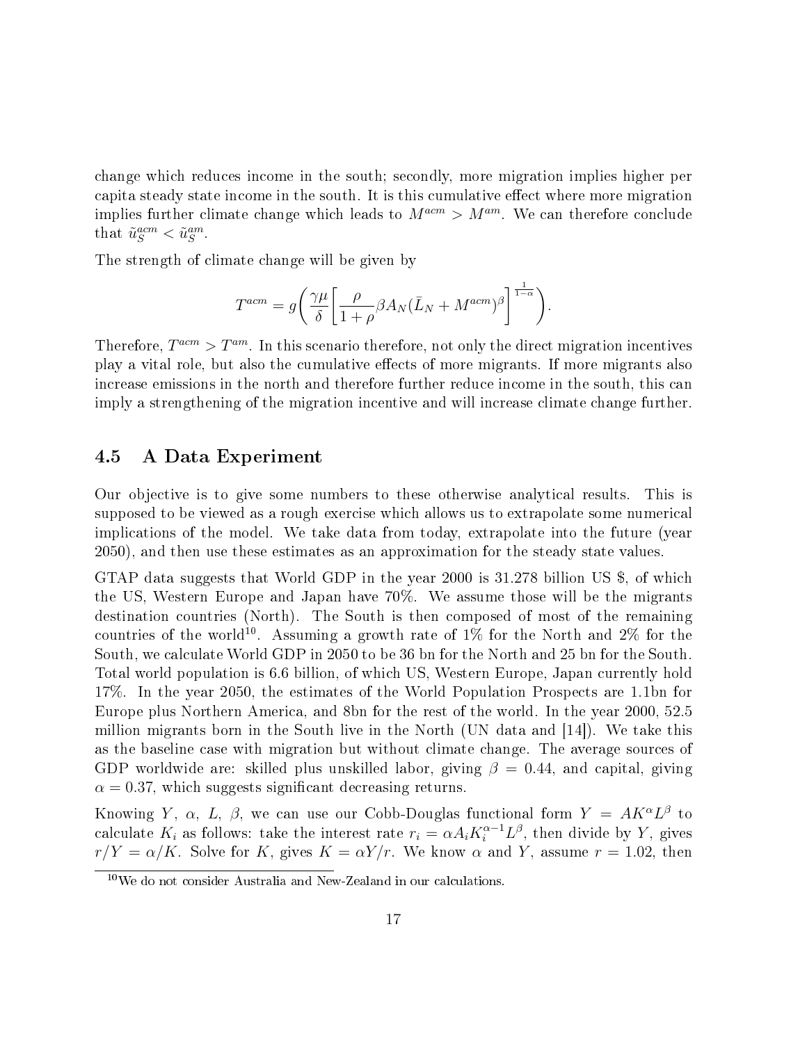change which reduces income in the south; secondly, more migration implies higher per capita steady state income in the south. It is this cumulative effect where more migration implies further climate change which leads to $M^{acm} > M^{am}$. We can therefore conclude that $\tilde{u}_S^{acm} < \tilde{u}_S^{am}$.

The strength of climate change will be given by

$$T^{acm} = g\left(\frac{\gamma\mu}{\delta}\left[\frac{\rho}{1+\rho}\beta A_N(\bar{L}_N + M^{acm})^{\beta}\right]^{\frac{1}{1-\alpha}}\right).$$

Therefore, $T^{acm} > T^{am}$. In this scenario therefore, not only the direct migration incentives play a vital role, but also the cumulative effects of more migrants. If more migrants also increase emissions in the north and therefore further reduce income in the south, this can imply a strengthening of the migration incentive and will increase climate change further.

### 4.5 A Data Experiment

Our objective is to give some numbers to these otherwise analytical results. This is supposed to be viewed as a rough exercise which allows us to extrapolate some numerical implications of the model. We take data from today, extrapolate into the future (year 2050), and then use these estimates as an approximation for the steady state values.

GTAP data suggests that World GDP in the year 2000 is 31.278 billion US \$, of which the US, Western Europe and Japan have 70%. We assume those will be the migrants destination countries (North). The South is then composed of most of the remaining countries of the world[10]. Assuming a growth rate of 1% for the North and 2% for the South, we calculate World GDP in 2050 to be 36 bn for the North and 25 bn for the South. Total world population is 6.6 billion, of which US, Western Europe, Japan currently hold 17%. In the year 2050, the estimates of the World Population Prospects are 1.1bn for Europe plus Northern America, and 8bn for the rest of the world. In the year 2000, 52.5 million migrants born in the South live in the North (UN data and [14]). We take this as the baseline case with migration but without climate change. The average sources of GDP worldwide are: skilled plus unskilled labor, giving $\beta = 0.44$, and capital, giving $\alpha = 0.37$, which suggests significant decreasing returns.

Knowing $Y$, $\alpha$, $L$, $\beta$, we can use our Cobb-Douglas functional form $Y = AK^{\alpha}L^{\beta}$ to calculate $K_i$ as follows: take the interest rate $r_i = \alpha A_i K_i^{\alpha-1}L^{\beta}$, then divide by $Y$, gives $r/Y = \alpha/K$. Solve for $K$, gives $K = \alpha Y/r$. We know $\alpha$ and $Y$, assume $r = 1.02$, then

[10] We do not consider Australia and New-Zealand in our calculations.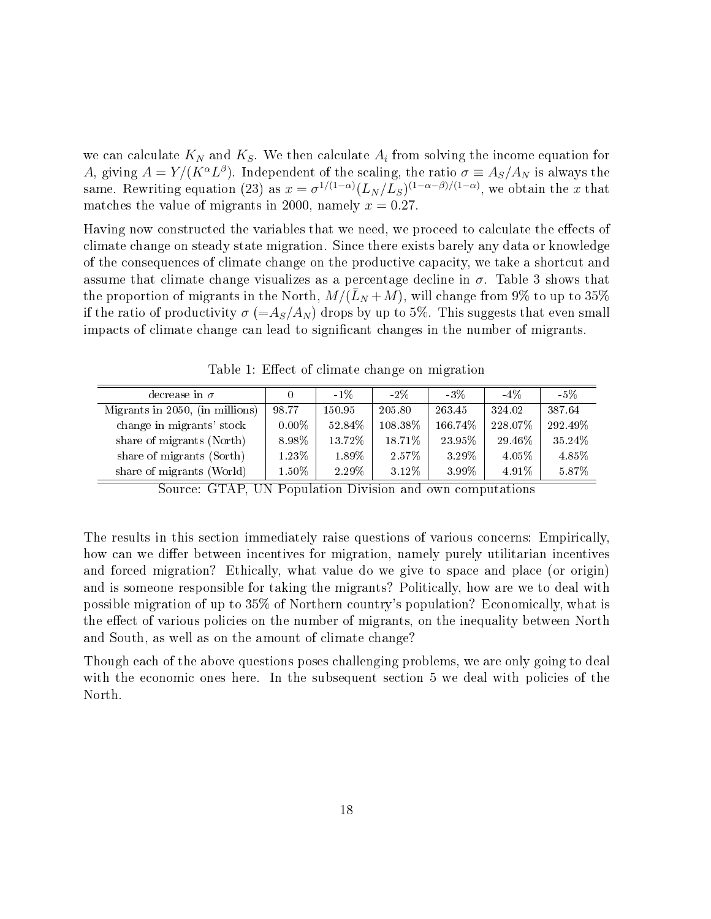we can calculate $K_N$ and $K_S$. We then calculate $A_i$ from solving the income equation for $A$, giving $A = Y/(K^{\alpha}L^{\beta})$. Independent of the scaling, the ratio $\sigma \equiv A_S/A_N$ is always the same. Rewriting equation (23) as $x = \sigma^{1/(1-\alpha)}(L_N/L_S)^{(1-\alpha-\beta)/(1-\alpha)}$, we obtain the $x$ that matches the value of migrants in 2000, namely $x = 0.27$.

Having now constructed the variables that we need, we proceed to calculate the effects of climate change on steady state migration. Since there exists barely any data or knowledge of the consequences of climate change on the productive capacity, we take a shortcut and assume that climate change visualizes as a percentage decline in $\sigma$. Table 3 shows that the proportion of migrants in the North, $M/(\bar{L}_N + M)$, will change from 9% to up to 35% if the ratio of productivity $\sigma$ ($=A_S/A_N$) drops by up to 5%. This suggests that even small impacts of climate change can lead to significant changes in the number of migrants.

Table 1: Effect of climate change on migration

| decrease in $\sigma$ | 0 | -1% | -2% | -3% | -4% | -5% |
|---|---|---|---|---|---|---|
| Migrants in 2050, (in millions) | 98.77 | 150.95 | 205.80 | 263.45 | 324.02 | 387.64 |
| change in migrants' stock | 0.00% | 52.84% | 108.38% | 166.74% | 228.07% | 292.49% |
| share of migrants (North) | 8.98% | 13.72% | 18.71% | 23.95% | 29.46% | 35.24% |
| share of migrants (Sorth) | 1.23% | 1.89% | 2.57% | 3.29% | 4.05% | 4.85% |
| share of migrants (World) | 1.50% | 2.29% | 3.12% | 3.99% | 4.91% | 5.87% |

Source: GTAP, UN Population Division and own computations

The results in this section immediately raise questions of various concerns: Empirically, how can we differ between incentives for migration, namely purely utilitarian incentives and forced migration? Ethically, what value do we give to space and place (or origin) and is someone responsible for taking the migrants? Politically, how are we to deal with possible migration of up to 35% of Northern country's population? Economically, what is the effect of various policies on the number of migrants, on the inequality between North and South, as well as on the amount of climate change?

Though each of the above questions poses challenging problems, we are only going to deal with the economic ones here. In the subsequent section 5 we deal with policies of the North.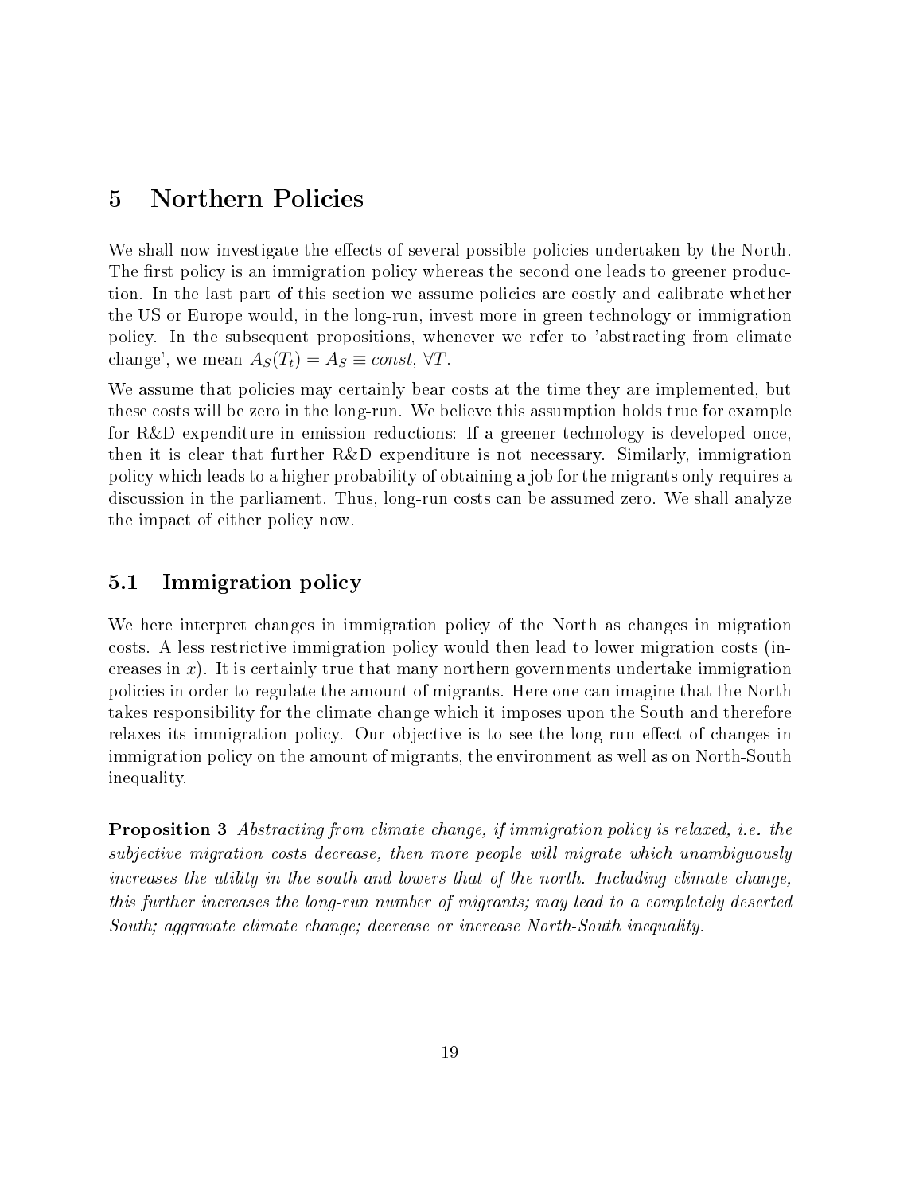# 5 Northern Policies

We shall now investigate the effects of several possible policies undertaken by the North. The first policy is an immigration policy whereas the second one leads to greener production. In the last part of this section we assume policies are costly and calibrate whether the US or Europe would, in the long-run, invest more in green technology or immigration policy. In the subsequent propositions, whenever we refer to 'abstracting from climate change', we mean $A_S(T_t) = A_S \equiv const, \forall T$.

We assume that policies may certainly bear costs at the time they are implemented, but these costs will be zero in the long-run. We believe this assumption holds true for example for R&D expenditure in emission reductions: If a greener technology is developed once, then it is clear that further R&D expenditure is not necessary. Similarly, immigration policy which leads to a higher probability of obtaining a job for the migrants only requires a discussion in the parliament. Thus, long-run costs can be assumed zero. We shall analyze the impact of either policy now.

## 5.1 Immigration policy

We here interpret changes in immigration policy of the North as changes in migration costs. A less restrictive immigration policy would then lead to lower migration costs (increases in $x$). It is certainly true that many northern governments undertake immigration policies in order to regulate the amount of migrants. Here one can imagine that the North takes responsibility for the climate change which it imposes upon the South and therefore relaxes its immigration policy. Our objective is to see the long-run effect of changes in immigration policy on the amount of migrants, the environment as well as on North-South inequality.

**Proposition 3** *Abstracting from climate change, if immigration policy is relaxed, i.e. the subjective migration costs decrease, then more people will migrate which unambiguously increases the utility in the south and lowers that of the north. Including climate change, this further increases the long-run number of migrants; may lead to a completely deserted South; aggravate climate change; decrease or increase North-South inequality.*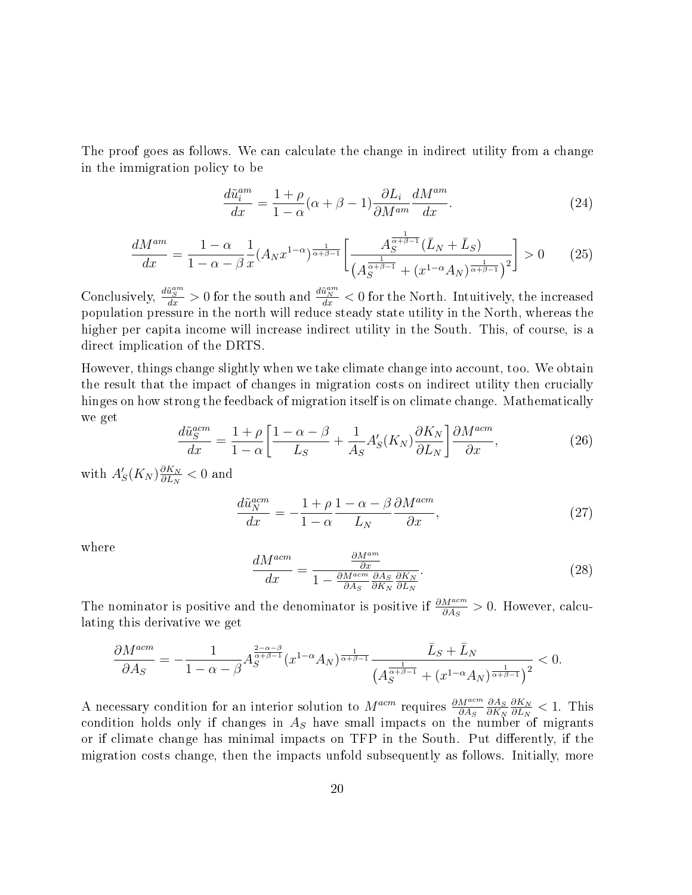The proof goes as follows. We can calculate the change in indirect utility from a change in the immigration policy to be

$$\frac{d\tilde{u}_i^{am}}{dx} = \frac{1+\rho}{1-\alpha}(\alpha+\beta-1)\frac{\partial L_i}{\partial M^{am}}\frac{dM^{am}}{dx}. \tag{24}$$

$$\frac{dM^{am}}{dx} = \frac{1-\alpha}{1-\alpha-\beta}\frac{1}{x}(A_N x^{1-\alpha})^{\frac{1}{\alpha+\beta-1}}\left[\frac{A_S^{\frac{1}{\alpha+\beta-1}}(\bar{L}_N+\bar{L}_S)}{\left(A_S^{\frac{1}{\alpha+\beta-1}}+(x^{1-\alpha}A_N)^{\frac{1}{\alpha+\beta-1}}\right)^2}\right] > 0 \tag{25}$$

Conclusively, $\frac{d\tilde{u}_S^{am}}{dx} > 0$ for the south and $\frac{d\tilde{u}_N^{am}}{dx} < 0$ for the North. Intuitively, the increased population pressure in the north will reduce steady state utility in the North, whereas the higher per capita income will increase indirect utility in the South. This, of course, is a direct implication of the DRTS.

However, things change slightly when we take climate change into account, too. We obtain the result that the impact of changes in migration costs on indirect utility then crucially hinges on how strong the feedback of migration itself is on climate change. Mathematically we get

$$\frac{d\tilde{u}_S^{acm}}{dx} = \frac{1+\rho}{1-\alpha}\left[\frac{1-\alpha-\beta}{L_S} + \frac{1}{A_S}A_S'(K_N)\frac{\partial K_N}{\partial L_N}\right]\frac{\partial M^{acm}}{\partial x}, \tag{26}$$

with $A_S'(K_N)\frac{\partial K_N}{\partial L_N} < 0$ and

$$\frac{d\tilde{u}_N^{acm}}{dx} = -\frac{1+\rho}{1-\alpha}\frac{1-\alpha-\beta}{L_N}\frac{\partial M^{acm}}{\partial x}, \tag{27}$$

where

$$\frac{dM^{acm}}{dx} = \frac{\frac{\partial M^{am}}{\partial x}}{1-\frac{\partial M^{acm}}{\partial A_S}\frac{\partial A_S}{\partial K_N}\frac{\partial K_N}{\partial L_N}}. \tag{28}$$

The nominator is positive and the denominator is positive if $\frac{\partial M^{acm}}{\partial A_S} > 0$. However, calculating this derivative we get

$$\frac{\partial M^{acm}}{\partial A_S} = -\frac{1}{1-\alpha-\beta}A_S^{\frac{2-\alpha-\beta}{\alpha+\beta-1}}(x^{1-\alpha}A_N)^{\frac{1}{\alpha+\beta-1}}\frac{\bar{L}_S+\bar{L}_N}{\left(A_S^{\frac{1}{\alpha+\beta-1}}+(x^{1-\alpha}A_N)^{\frac{1}{\alpha+\beta-1}}\right)^2} < 0.$$

A necessary condition for an interior solution to $M^{acm}$ requires $\frac{\partial M^{acm}}{\partial A_S}\frac{\partial A_S}{\partial K_N}\frac{\partial K_N}{\partial L_N} < 1$. This condition holds only if changes in $A_S$ have small impacts on the number of migrants or if climate change has minimal impacts on TFP in the South. Put differently, if the migration costs change, then the impacts unfold subsequently as follows. Initially, more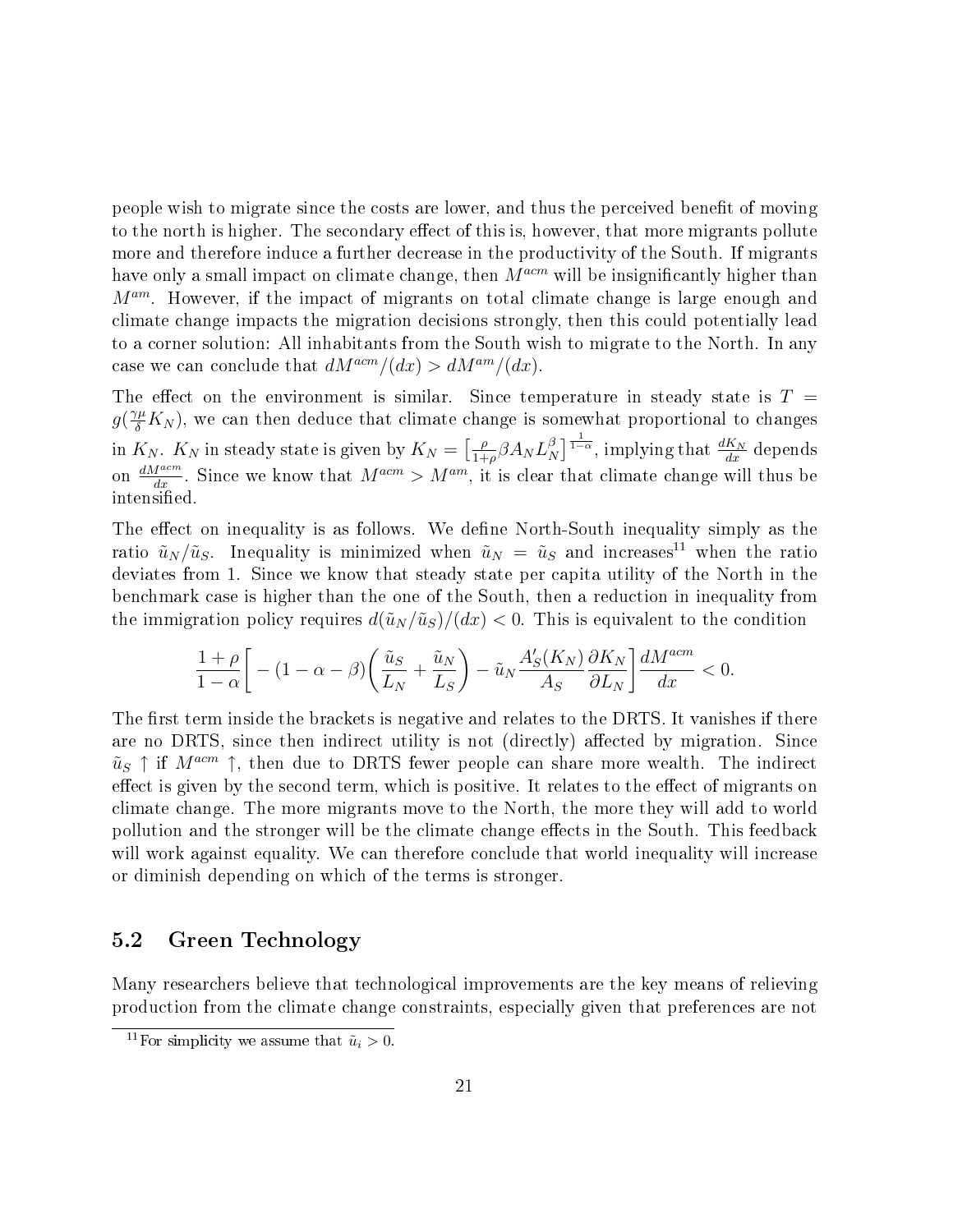people wish to migrate since the costs are lower, and thus the perceived benefit of moving to the north is higher. The secondary effect of this is, however, that more migrants pollute more and therefore induce a further decrease in the productivity of the South. If migrants have only a small impact on climate change, then $M^{acm}$ will be insignificantly higher than $M^{am}$. However, if the impact of migrants on total climate change is large enough and climate change impacts the migration decisions strongly, then this could potentially lead to a corner solution: All inhabitants from the South wish to migrate to the North. In any case we can conclude that $dM^{acm}/(dx) > dM^{am}/(dx)$.

The effect on the environment is similar. Since temperature in steady state is $T = g(\frac{\gamma\mu}{\delta}K_N)$, we can then deduce that climate change is somewhat proportional to changes in $K_N$. $K_N$ in steady state is given by $K_N = \big[\frac{\rho}{1+\rho}\beta A_N L_N^{\beta}\big]^{\frac{1}{1-\alpha}}$, implying that $\frac{dK_N}{dx}$ depends on $\frac{dM^{acm}}{dx}$. Since we know that $M^{acm} > M^{am}$, it is clear that climate change will thus be intensified.

The effect on inequality is as follows. We define North-South inequality simply as the ratio $\tilde{u}_N/\tilde{u}_S$. Inequality is minimized when $\tilde{u}_N = \tilde{u}_S$ and increases[11] when the ratio deviates from 1. Since we know that steady state per capita utility of the North in the benchmark case is higher than the one of the South, then a reduction in inequality from the immigration policy requires $d(\tilde{u}_N/\tilde{u}_S)/(dx) < 0$. This is equivalent to the condition

$$\frac{1+\rho}{1-\alpha}\bigg[-(1-\alpha-\beta)\bigg(\frac{\tilde{u}_S}{L_N} + \frac{\tilde{u}_N}{L_S}\bigg) - \tilde{u}_N \frac{A_S'(K_N)}{A_S}\frac{\partial K_N}{\partial L_N}\bigg]\frac{dM^{acm}}{dx} < 0.$$

The first term inside the brackets is negative and relates to the DRTS. It vanishes if there are no DRTS, since then indirect utility is not (directly) affected by migration. Since $\tilde{u}_S \uparrow$ if $M^{acm} \uparrow$, then due to DRTS fewer people can share more wealth. The indirect effect is given by the second term, which is positive. It relates to the effect of migrants on climate change. The more migrants move to the North, the more they will add to world pollution and the stronger will be the climate change effects in the South. This feedback will work against equality. We can therefore conclude that world inequality will increase or diminish depending on which of the terms is stronger.

## 5.2 Green Technology

Many researchers believe that technological improvements are the key means of relieving production from the climate change constraints, especially given that preferences are not

[11] For simplicity we assume that $\tilde{u}_i > 0$.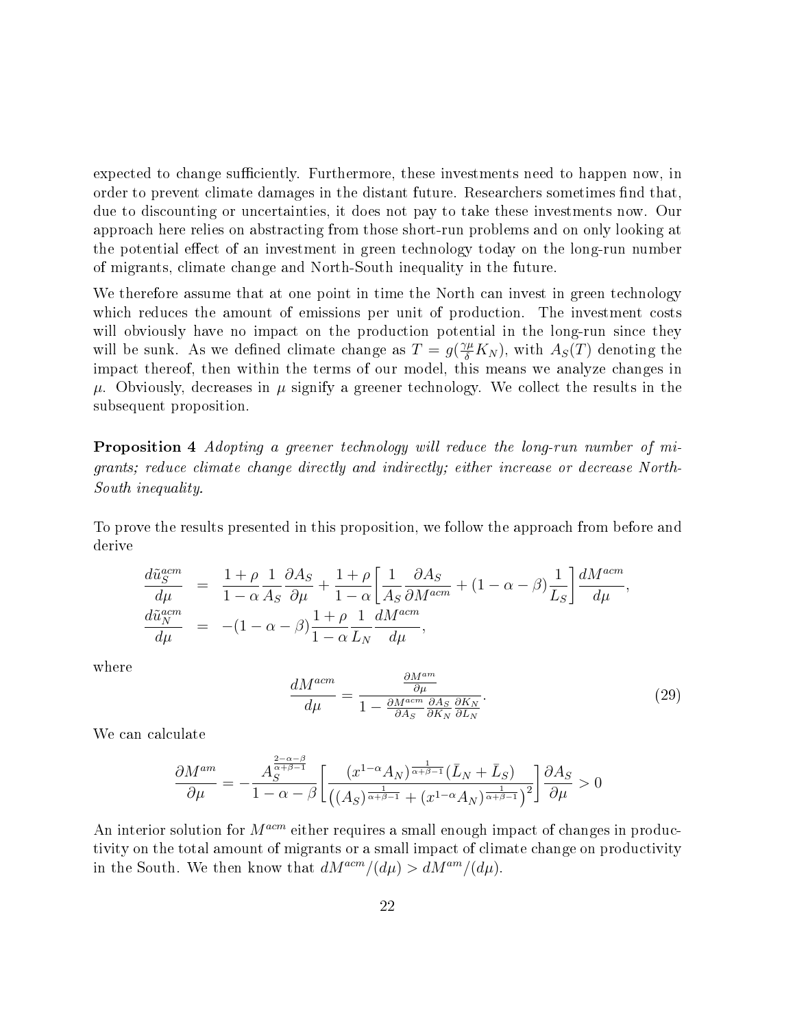expected to change sufficiently. Furthermore, these investments need to happen now, in order to prevent climate damages in the distant future. Researchers sometimes find that, due to discounting or uncertainties, it does not pay to take these investments now. Our approach here relies on abstracting from those short-run problems and on only looking at the potential effect of an investment in green technology today on the long-run number of migrants, climate change and North-South inequality in the future.

We therefore assume that at one point in time the North can invest in green technology which reduces the amount of emissions per unit of production. The investment costs will obviously have no impact on the production potential in the long-run since they will be sunk. As we defined climate change as $T = g(\frac{\gamma\mu}{\delta}K_N)$, with $A_S(T)$ denoting the impact thereof, then within the terms of our model, this means we analyze changes in $\mu$. Obviously, decreases in $\mu$ signify a greener technology. We collect the results in the subsequent proposition.

**Proposition 4** *Adopting a greener technology will reduce the long-run number of migrants; reduce climate change directly and indirectly; either increase or decrease North-South inequality.*

To prove the results presented in this proposition, we follow the approach from before and derive

$$\begin{aligned}
\frac{d\tilde{u}_S^{acm}}{d\mu} &= \frac{1+\rho}{1-\alpha}\frac{1}{A_S}\frac{\partial A_S}{\partial \mu} + \frac{1+\rho}{1-\alpha}\left[\frac{1}{A_S}\frac{\partial A_S}{\partial M^{acm}} + (1-\alpha-\beta)\frac{1}{L_S}\right]\frac{dM^{acm}}{d\mu}, \\
\frac{d\tilde{u}_N^{acm}}{d\mu} &= -(1-\alpha-\beta)\frac{1+\rho}{1-\alpha}\frac{1}{L_N}\frac{dM^{acm}}{d\mu},
\end{aligned}$$

where

$$\frac{dM^{acm}}{d\mu} = \frac{\frac{\partial M^{am}}{\partial \mu}}{1 - \frac{\partial M^{acm}}{\partial A_S}\frac{\partial A_S}{\partial K_N}\frac{\partial K_N}{\partial L_N}}. \tag{29}$$

We can calculate

$$\frac{\partial M^{am}}{\partial \mu} = -\frac{A_S^{\frac{2-\alpha-\beta}{\alpha+\beta-1}}}{1-\alpha-\beta}\left[\frac{(x^{1-\alpha}A_N)^{\frac{1}{\alpha+\beta-1}}(\bar{L}_N + \bar{L}_S)}{\left((A_S)^{\frac{1}{\alpha+\beta-1}} + (x^{1-\alpha}A_N)^{\frac{1}{\alpha+\beta-1}}\right)^2}\right]\frac{\partial A_S}{\partial \mu} > 0$$

An interior solution for $M^{acm}$ either requires a small enough impact of changes in productivity on the total amount of migrants or a small impact of climate change on productivity in the South. We then know that $dM^{acm}/(d\mu) > dM^{am}/(d\mu)$.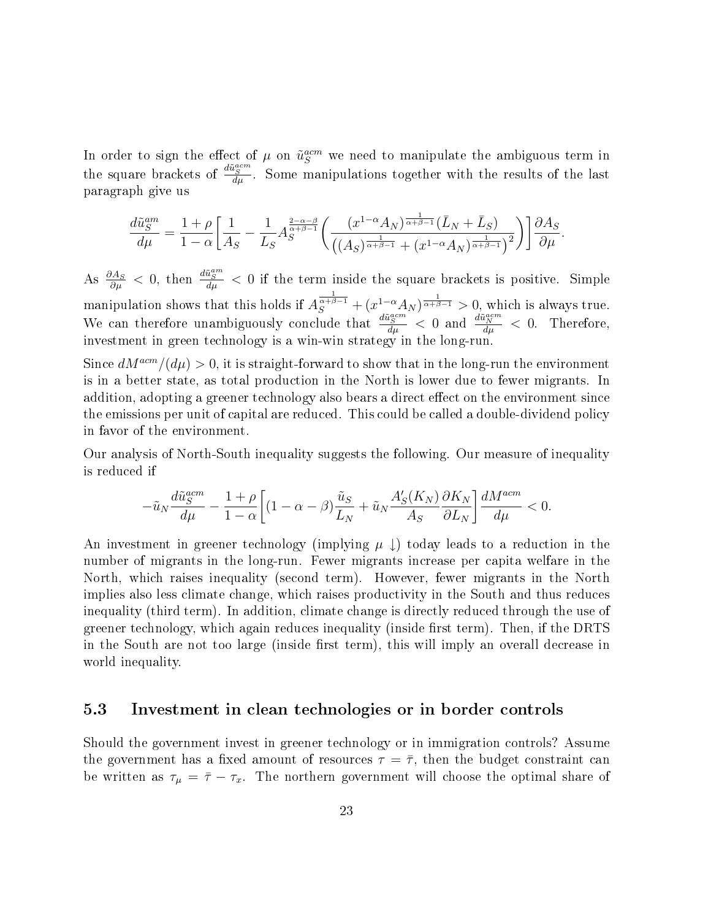In order to sign the effect of $\mu$ on $\tilde{u}_S^{acm}$ we need to manipulate the ambiguous term in the square brackets of $\frac{d\tilde{u}_S^{acm}}{d\mu}$. Some manipulations together with the results of the last paragraph give us

$$\frac{d\tilde{u}_S^{am}}{d\mu} = \frac{1+\rho}{1-\alpha}\left[\frac{1}{A_S} - \frac{1}{L_S}A_S^{\frac{2-\alpha-\beta}{\alpha+\beta-1}}\left(\frac{(x^{1-\alpha}A_N)^{\frac{1}{\alpha+\beta-1}}(\bar{L}_N+\bar{L}_S)}{\left((A_S)^{\frac{1}{\alpha+\beta-1}}+(x^{1-\alpha}A_N)^{\frac{1}{\alpha+\beta-1}}\right)^2}\right)\right]\frac{\partial A_S}{\partial \mu}.$$

As $\frac{\partial A_S}{\partial \mu} < 0$, then $\frac{d\tilde{u}_S^{am}}{d\mu} < 0$ if the term inside the square brackets is positive. Simple manipulation shows that this holds if $A_S^{\frac{1}{\alpha+\beta-1}} + (x^{1-\alpha}A_N)^{\frac{1}{\alpha+\beta-1}} > 0$, which is always true. We can therefore unambiguously conclude that $\frac{d\tilde{u}_S^{acm}}{d\mu} < 0$ and $\frac{d\tilde{u}_N^{acm}}{d\mu} < 0$. Therefore, investment in green technology is a win-win strategy in the long-run.

Since $dM^{acm}/(d\mu) > 0$, it is straight-forward to show that in the long-run the environment is in a better state, as total production in the North is lower due to fewer migrants. In addition, adopting a greener technology also bears a direct effect on the environment since the emissions per unit of capital are reduced. This could be called a double-dividend policy in favor of the environment.

Our analysis of North-South inequality suggests the following. Our measure of inequality is reduced if

$$-\tilde{u}_N\frac{d\tilde{u}_S^{acm}}{d\mu} - \frac{1+\rho}{1-\alpha}\left[(1-\alpha-\beta)\frac{\tilde{u}_S}{L_N} + \tilde{u}_N\frac{A_S'(K_N)}{A_S}\frac{\partial K_N}{\partial L_N}\right]\frac{dM^{acm}}{d\mu} < 0.$$

An investment in greener technology (implying $\mu \downarrow$) today leads to a reduction in the number of migrants in the long-run. Fewer migrants increase per capita welfare in the North, which raises inequality (second term). However, fewer migrants in the North implies also less climate change, which raises productivity in the South and thus reduces inequality (third term). In addition, climate change is directly reduced through the use of greener technology, which again reduces inequality (inside first term). Then, if the DRTS in the South are not too large (inside first term), this will imply an overall decrease in world inequality.

### 5.3 Investment in clean technologies or in border controls

Should the government invest in greener technology or in immigration controls? Assume the government has a fixed amount of resources $\tau = \bar{\tau}$, then the budget constraint can be written as $\tau_\mu = \bar{\tau} - \tau_x$. The northern government will choose the optimal share of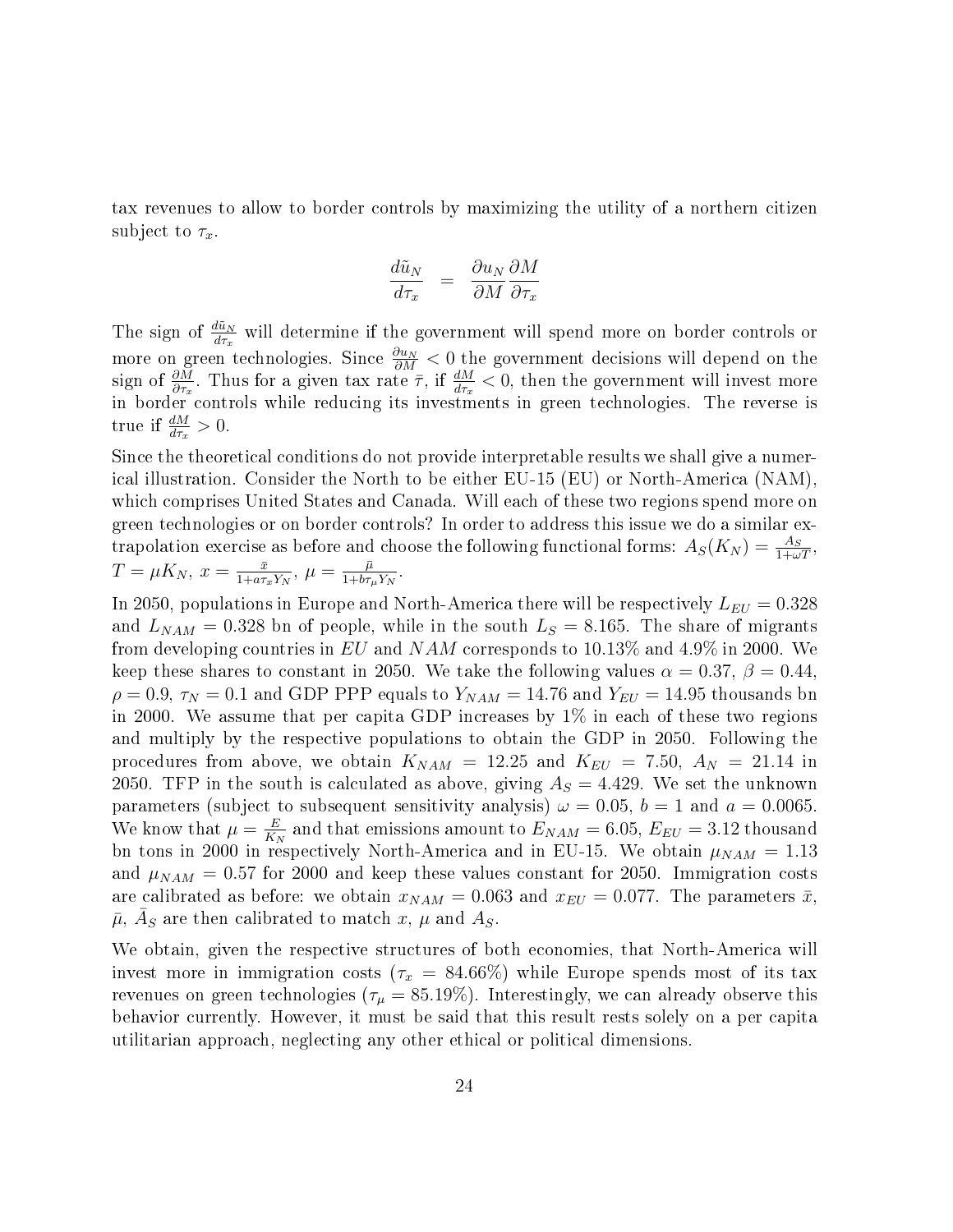tax revenues to allow to border controls by maximizing the utility of a northern citizen subject to $\tau_x$.

$$\frac{d\tilde{u}_N}{d\tau_x} = \frac{\partial u_N}{\partial M}\frac{\partial M}{\partial \tau_x}$$

The sign of $\frac{d\tilde{u}_N}{d\tau_x}$ will determine if the government will spend more on border controls or more on green technologies. Since $\frac{\partial u_N}{\partial M} < 0$ the government decisions will depend on the sign of $\frac{\partial M}{\partial \tau_x}$. Thus for a given tax rate $\bar{\tau}$, if $\frac{dM}{d\tau_x} < 0$, then the government will invest more in border controls while reducing its investments in green technologies. The reverse is true if $\frac{dM}{d\tau_x} > 0$.

Since the theoretical conditions do not provide interpretable results we shall give a numerical illustration. Consider the North to be either EU-15 (EU) or North-America (NAM), which comprises United States and Canada. Will each of these two regions spend more on green technologies or on border controls? In order to address this issue we do a similar extrapolation exercise as before and choose the following functional forms: $A_S(K_N) = \frac{\bar{A}_S}{1+\omega T}$, $T = \mu K_N$, $x = \frac{\bar{x}}{1+a\tau_x Y_N}$, $\mu = \frac{\bar{\mu}}{1+b\tau_\mu Y_N}$.

In 2050, populations in Europe and North-America there will be respectively $L_{EU} = 0.328$ and $L_{NAM} = 0.328$ bn of people, while in the south $L_S = 8.165$. The share of migrants from developing countries in $EU$ and $NAM$ corresponds to 10.13% and 4.9% in 2000. We keep these shares to constant in 2050. We take the following values $\alpha = 0.37$, $\beta = 0.44$, $\rho = 0.9$, $\tau_N = 0.1$ and GDP PPP equals to $Y_{NAM} = 14.76$ and $Y_{EU} = 14.95$ thousands bn in 2000. We assume that per capita GDP increases by 1% in each of these two regions and multiply by the respective populations to obtain the GDP in 2050. Following the procedures from above, we obtain $K_{NAM} = 12.25$ and $K_{EU} = 7.50$, $A_N = 21.14$ in 2050. TFP in the south is calculated as above, giving $A_S = 4.429$. We set the unknown parameters (subject to subsequent sensitivity analysis) $\omega = 0.05$, $b = 1$ and $a = 0.0065$. We know that $\mu = \frac{E}{K_N}$ and that emissions amount to $E_{NAM} = 6.05$, $E_{EU} = 3.12$ thousand bn tons in 2000 in respectively North-America and in EU-15. We obtain $\mu_{NAM} = 1.13$ and $\mu_{NAM} = 0.57$ for 2000 and keep these values constant for 2050. Immigration costs are calibrated as before: we obtain $x_{NAM} = 0.063$ and $x_{EU} = 0.077$. The parameters $\bar{x}$, $\bar{\mu}$, $\bar{A}_S$ are then calibrated to match $x$, $\mu$ and $A_S$.

We obtain, given the respective structures of both economies, that North-America will invest more in immigration costs ($\tau_x = 84.66\%$) while Europe spends most of its tax revenues on green technologies ($\tau_\mu = 85.19\%$). Interestingly, we can already observe this behavior currently. However, it must be said that this result rests solely on a per capita utilitarian approach, neglecting any other ethical or political dimensions.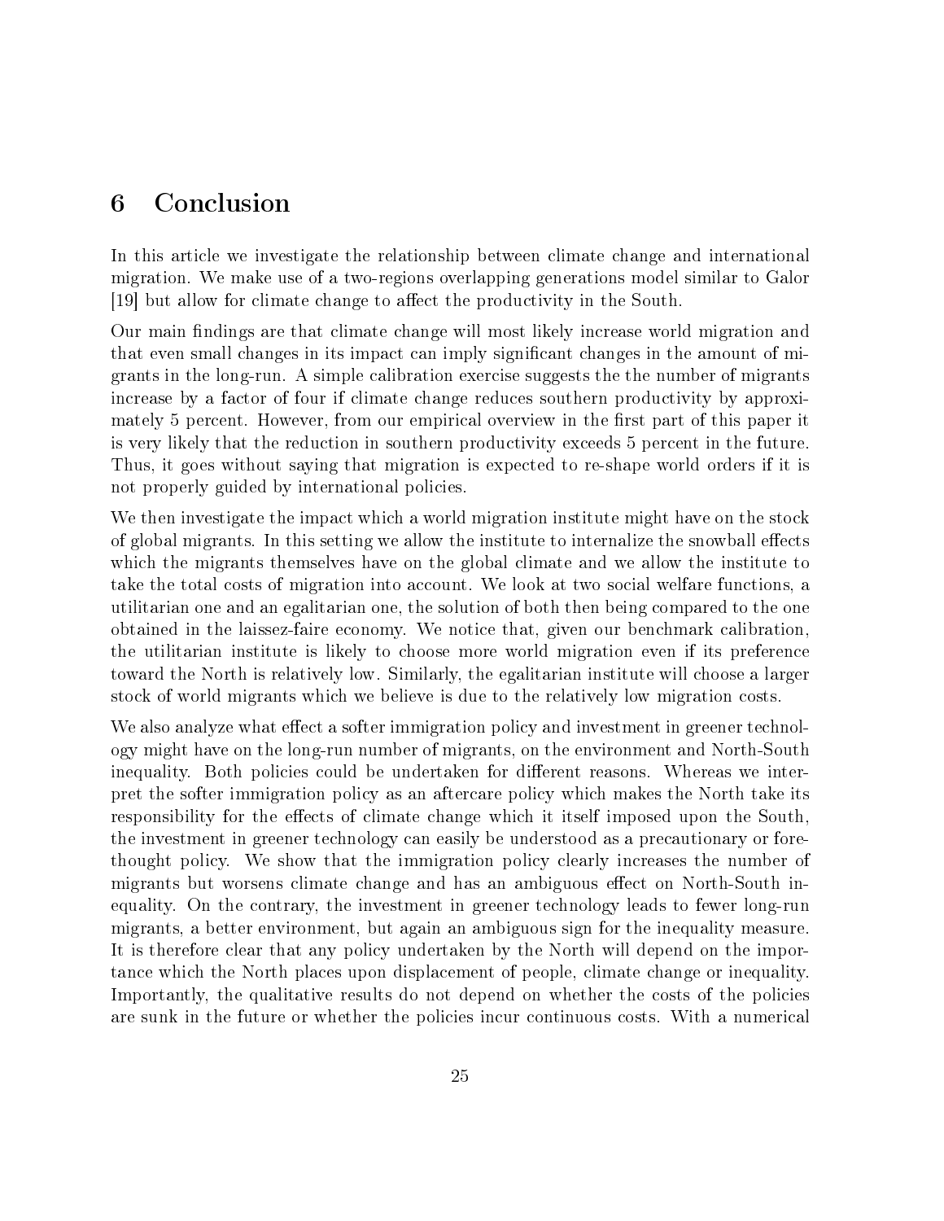## 6 Conclusion

In this article we investigate the relationship between climate change and international migration. We make use of a two-regions overlapping generations model similar to Galor [19] but allow for climate change to affect the productivity in the South.

Our main findings are that climate change will most likely increase world migration and that even small changes in its impact can imply significant changes in the amount of migrants in the long-run. A simple calibration exercise suggests the the number of migrants increase by a factor of four if climate change reduces southern productivity by approximately 5 percent. However, from our empirical overview in the first part of this paper it is very likely that the reduction in southern productivity exceeds 5 percent in the future. Thus, it goes without saying that migration is expected to re-shape world orders if it is not properly guided by international policies.

We then investigate the impact which a world migration institute might have on the stock of global migrants. In this setting we allow the institute to internalize the snowball effects which the migrants themselves have on the global climate and we allow the institute to take the total costs of migration into account. We look at two social welfare functions, a utilitarian one and an egalitarian one, the solution of both then being compared to the one obtained in the laissez-faire economy. We notice that, given our benchmark calibration, the utilitarian institute is likely to choose more world migration even if its preference toward the North is relatively low. Similarly, the egalitarian institute will choose a larger stock of world migrants which we believe is due to the relatively low migration costs.

We also analyze what effect a softer immigration policy and investment in greener technology might have on the long-run number of migrants, on the environment and North-South inequality. Both policies could be undertaken for different reasons. Whereas we interpret the softer immigration policy as an aftercare policy which makes the North take its responsibility for the effects of climate change which it itself imposed upon the South, the investment in greener technology can easily be understood as a precautionary or forethought policy. We show that the immigration policy clearly increases the number of migrants but worsens climate change and has an ambiguous effect on North-South inequality. On the contrary, the investment in greener technology leads to fewer long-run migrants, a better environment, but again an ambiguous sign for the inequality measure. It is therefore clear that any policy undertaken by the North will depend on the importance which the North places upon displacement of people, climate change or inequality. Importantly, the qualitative results do not depend on whether the costs of the policies are sunk in the future or whether the policies incur continuous costs. With a numerical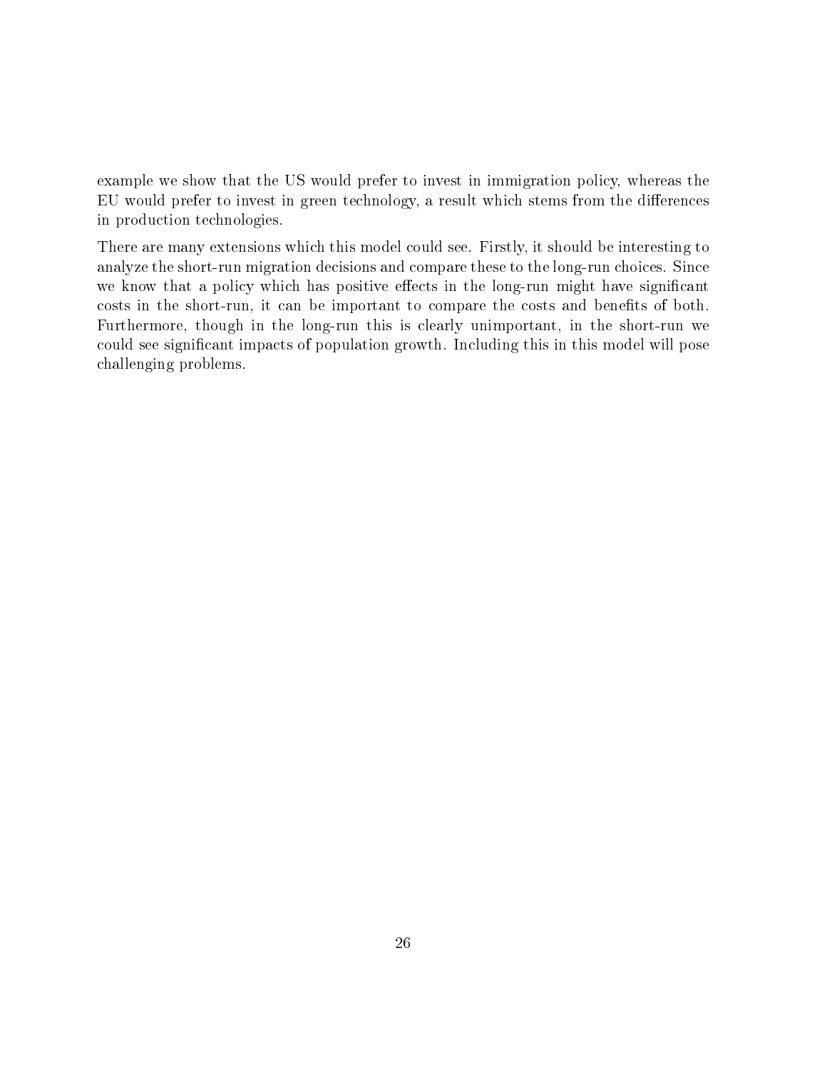example we show that the US would prefer to invest in immigration policy, whereas the EU would prefer to invest in green technology, a result which stems from the differences in production technologies.

There are many extensions which this model could see. Firstly, it should be interesting to analyze the short-run migration decisions and compare these to the long-run choices. Since we know that a policy which has positive effects in the long-run might have significant costs in the short-run, it can be important to compare the costs and benefits of both. Furthermore, though in the long-run this is clearly unimportant, in the short-run we could see significant impacts of population growth. Including this in this model will pose challenging problems.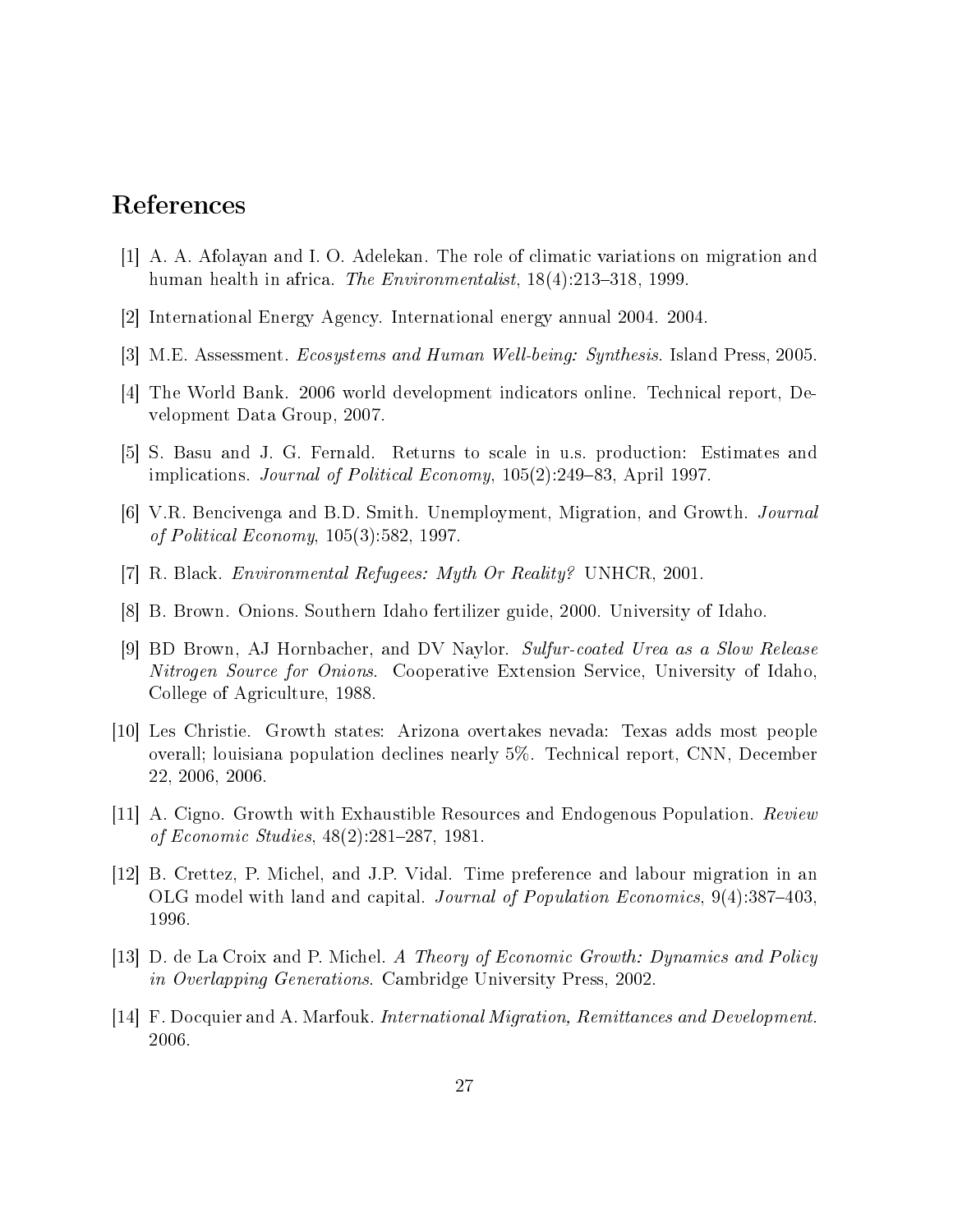## References

[1] A. A. Afolayan and I. O. Adelekan. The role of climatic variations on migration and human health in africa. *The Environmentalist*, 18(4):213–318, 1999.

[2] International Energy Agency. International energy annual 2004. 2004.

[3] M.E. Assessment. *Ecosystems and Human Well-being: Synthesis*. Island Press, 2005.

[4] The World Bank. 2006 world development indicators online. Technical report, Development Data Group, 2007.

[5] S. Basu and J. G. Fernald. Returns to scale in u.s. production: Estimates and implications. *Journal of Political Economy*, 105(2):249–83, April 1997.

[6] V.R. Bencivenga and B.D. Smith. Unemployment, Migration, and Growth. *Journal of Political Economy*, 105(3):582, 1997.

[7] R. Black. *Environmental Refugees: Myth Or Reality?* UNHCR, 2001.

[8] B. Brown. Onions. Southern Idaho fertilizer guide, 2000. University of Idaho.

[9] BD Brown, AJ Hornbacher, and DV Naylor. *Sulfur-coated Urea as a Slow Release Nitrogen Source for Onions*. Cooperative Extension Service, University of Idaho, College of Agriculture, 1988.

[10] Les Christie. Growth states: Arizona overtakes nevada: Texas adds most people overall; louisiana population declines nearly 5%. Technical report, CNN, December 22, 2006, 2006.

[11] A. Cigno. Growth with Exhaustible Resources and Endogenous Population. *Review of Economic Studies*, 48(2):281–287, 1981.

[12] B. Crettez, P. Michel, and J.P. Vidal. Time preference and labour migration in an OLG model with land and capital. *Journal of Population Economics*, 9(4):387–403, 1996.

[13] D. de La Croix and P. Michel. *A Theory of Economic Growth: Dynamics and Policy in Overlapping Generations*. Cambridge University Press, 2002.

[14] F. Docquier and A. Marfouk. *International Migration, Remittances and Development*. 2006.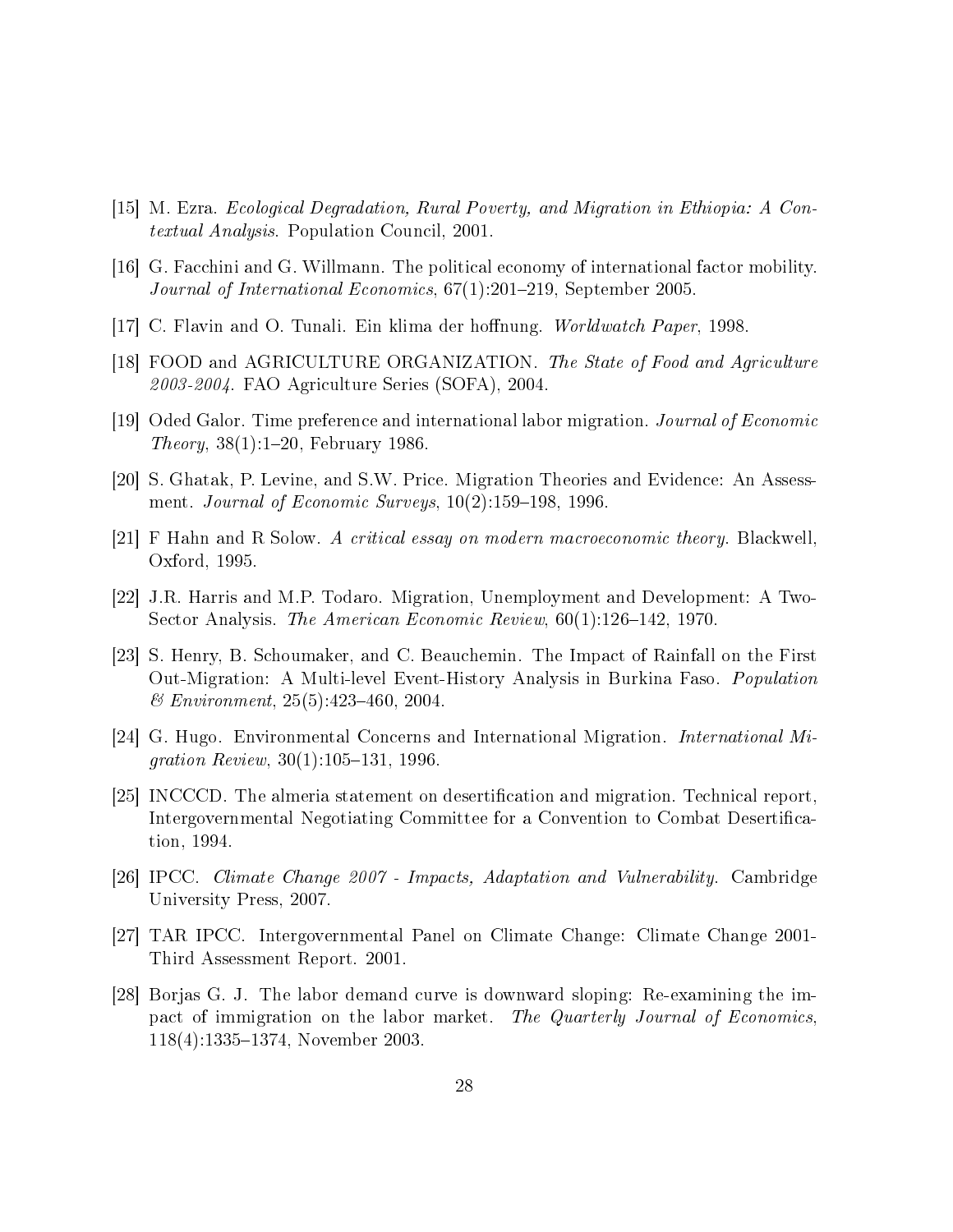[15] M. Ezra. *Ecological Degradation, Rural Poverty, and Migration in Ethiopia: A Contextual Analysis*. Population Council, 2001.

[16] G. Facchini and G. Willmann. The political economy of international factor mobility. *Journal of International Economics*, 67(1):201–219, September 2005.

[17] C. Flavin and O. Tunali. Ein klima der hoffnung. *Worldwatch Paper*, 1998.

[18] FOOD and AGRICULTURE ORGANIZATION. *The State of Food and Agriculture 2003-2004*. FAO Agriculture Series (SOFA), 2004.

[19] Oded Galor. Time preference and international labor migration. *Journal of Economic Theory*, 38(1):1–20, February 1986.

[20] S. Ghatak, P. Levine, and S.W. Price. Migration Theories and Evidence: An Assessment. *Journal of Economic Surveys*, 10(2):159–198, 1996.

[21] F Hahn and R Solow. *A critical essay on modern macroeconomic theory*. Blackwell, Oxford, 1995.

[22] J.R. Harris and M.P. Todaro. Migration, Unemployment and Development: A Two-Sector Analysis. *The American Economic Review*, 60(1):126–142, 1970.

[23] S. Henry, B. Schoumaker, and C. Beauchemin. The Impact of Rainfall on the First Out-Migration: A Multi-level Event-History Analysis in Burkina Faso. *Population & Environment*, 25(5):423–460, 2004.

[24] G. Hugo. Environmental Concerns and International Migration. *International Migration Review*, 30(1):105–131, 1996.

[25] INCCCD. The almeria statement on desertification and migration. Technical report, Intergovernmental Negotiating Committee for a Convention to Combat Desertification, 1994.

[26] IPCC. *Climate Change 2007 - Impacts, Adaptation and Vulnerability*. Cambridge University Press, 2007.

[27] TAR IPCC. Intergovernmental Panel on Climate Change: Climate Change 2001-Third Assessment Report. 2001.

[28] Borjas G. J. The labor demand curve is downward sloping: Re-examining the impact of immigration on the labor market. *The Quarterly Journal of Economics*, 118(4):1335–1374, November 2003.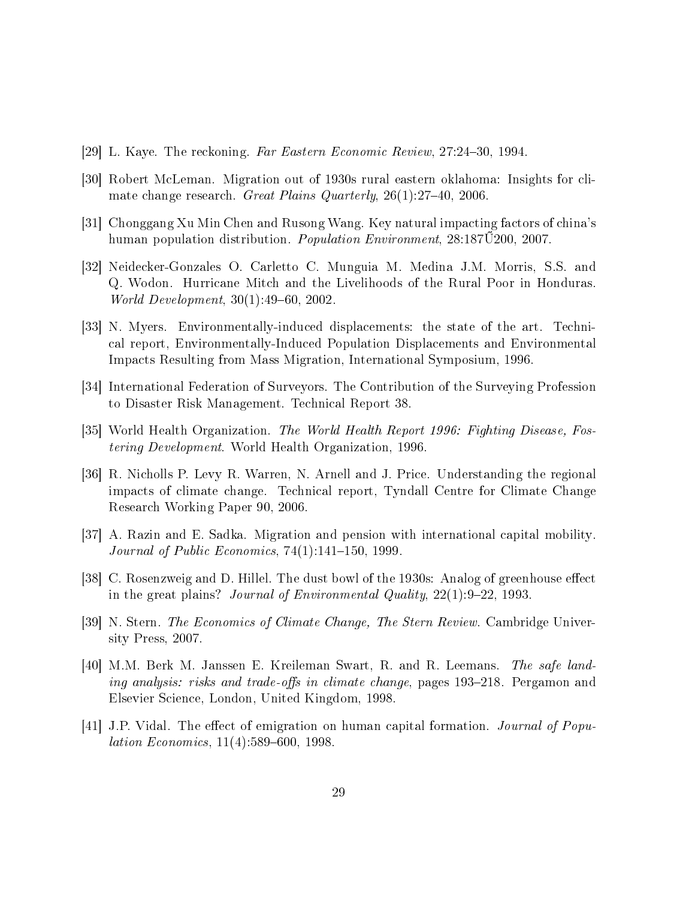[29] L. Kaye. The reckoning. *Far Eastern Economic Review*, 27:24–30, 1994.

[30] Robert McLeman. Migration out of 1930s rural eastern oklahoma: Insights for climate change research. *Great Plains Quarterly*, 26(1):27–40, 2006.

[31] Chonggang Xu Min Chen and Rusong Wang. Key natural impacting factors of china's human population distribution. *Population Environment*, 28:187Ű200, 2007.

[32] Neidecker-Gonzales O. Carletto C. Munguia M. Medina J.M. Morris, S.S. and Q. Wodon. Hurricane Mitch and the Livelihoods of the Rural Poor in Honduras. *World Development*, 30(1):49–60, 2002.

[33] N. Myers. Environmentally-induced displacements: the state of the art. Technical report, Environmentally-Induced Population Displacements and Environmental Impacts Resulting from Mass Migration, International Symposium, 1996.

[34] International Federation of Surveyors. The Contribution of the Surveying Profession to Disaster Risk Management. Technical Report 38.

[35] World Health Organization. *The World Health Report 1996: Fighting Disease, Fostering Development*. World Health Organization, 1996.

[36] R. Nicholls P. Levy R. Warren, N. Arnell and J. Price. Understanding the regional impacts of climate change. Technical report, Tyndall Centre for Climate Change Research Working Paper 90, 2006.

[37] A. Razin and E. Sadka. Migration and pension with international capital mobility. *Journal of Public Economics*, 74(1):141–150, 1999.

[38] C. Rosenzweig and D. Hillel. The dust bowl of the 1930s: Analog of greenhouse effect in the great plains? *Journal of Environmental Quality*, 22(1):9–22, 1993.

[39] N. Stern. *The Economics of Climate Change, The Stern Review*. Cambridge University Press, 2007.

[40] M.M. Berk M. Janssen E. Kreileman Swart, R. and R. Leemans. *The safe landing analysis: risks and trade-offs in climate change*, pages 193–218. Pergamon and Elsevier Science, London, United Kingdom, 1998.

[41] J.P. Vidal. The effect of emigration on human capital formation. *Journal of Population Economics*, 11(4):589–600, 1998.